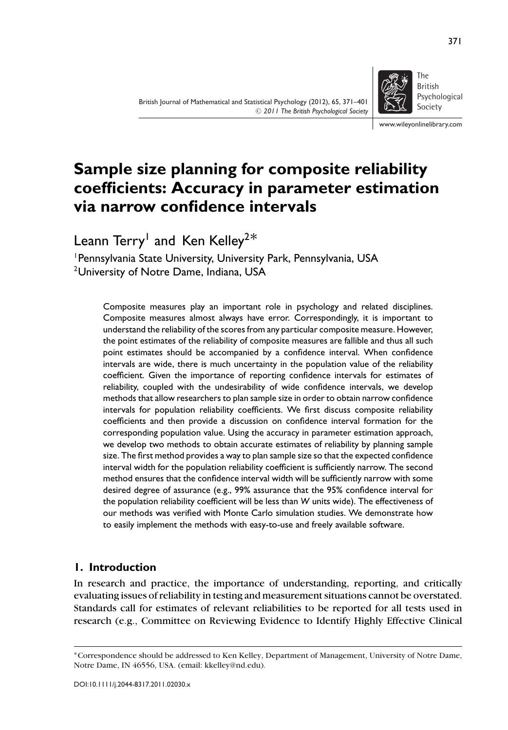# Sample size planning for composite reliability coefficients: Accuracy in parameter estimation via narrow confidence intervals

Leann Terry[1] and Ken Kelley[2]*

[1]Pennsylvania State University, University Park, Pennsylvania, USA
[2]University of Notre Dame, Indiana, USA

Composite measures play an important role in psychology and related disciplines. Composite measures almost always have error. Correspondingly, it is important to understand the reliability of the scores from any particular composite measure. However, the point estimates of the reliability of composite measures are fallible and thus all such point estimates should be accompanied by a confidence interval. When confidence intervals are wide, there is much uncertainty in the population value of the reliability coefficient. Given the importance of reporting confidence intervals for estimates of reliability, coupled with the undesirability of wide confidence intervals, we develop methods that allow researchers to plan sample size in order to obtain narrow confidence intervals for population reliability coefficients. We first discuss composite reliability coefficients and then provide a discussion on confidence interval formation for the corresponding population value. Using the accuracy in parameter estimation approach, we develop two methods to obtain accurate estimates of reliability by planning sample size. The first method provides a way to plan sample size so that the expected confidence interval width for the population reliability coefficient is sufficiently narrow. The second method ensures that the confidence interval width will be sufficiently narrow with some desired degree of assurance (e.g., 99% assurance that the 95% confidence interval for the population reliability coefficient will be less than *W* units wide). The effectiveness of our methods was verified with Monte Carlo simulation studies. We demonstrate how to easily implement the methods with easy-to-use and freely available software.

## 1. Introduction

In research and practice, the importance of understanding, reporting, and critically evaluating issues of reliability in testing and measurement situations cannot be overstated. Standards call for estimates of relevant reliabilities to be reported for all tests used in research (e.g., Committee on Reviewing Evidence to Identify Highly Effective Clinical

*Correspondence should be addressed to Ken Kelley, Department of Management, University of Notre Dame, Notre Dame, IN 46556, USA. (email: kkelley@nd.edu).

DOI:10.1111/j.2044-8317.2011.02030.x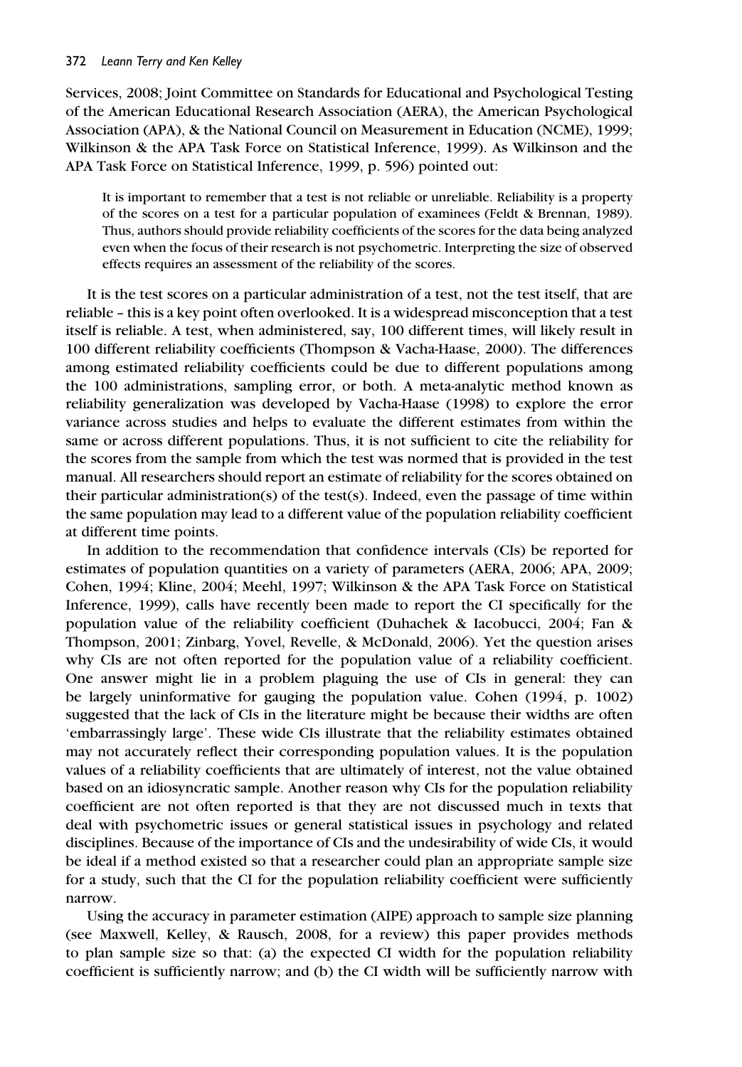Services, 2008; Joint Committee on Standards for Educational and Psychological Testing of the American Educational Research Association (AERA), the American Psychological Association (APA), & the National Council on Measurement in Education (NCME), 1999; Wilkinson & the APA Task Force on Statistical Inference, 1999). As Wilkinson and the APA Task Force on Statistical Inference, 1999, p. 596) pointed out:

> It is important to remember that a test is not reliable or unreliable. Reliability is a property of the scores on a test for a particular population of examinees (Feldt & Brennan, 1989). Thus, authors should provide reliability coefficients of the scores for the data being analyzed even when the focus of their research is not psychometric. Interpreting the size of observed effects requires an assessment of the reliability of the scores.

It is the test scores on a particular administration of a test, not the test itself, that are reliable – this is a key point often overlooked. It is a widespread misconception that a test itself is reliable. A test, when administered, say, 100 different times, will likely result in 100 different reliability coefficients (Thompson & Vacha-Haase, 2000). The differences among estimated reliability coefficients could be due to different populations among the 100 administrations, sampling error, or both. A meta-analytic method known as reliability generalization was developed by Vacha-Haase (1998) to explore the error variance across studies and helps to evaluate the different estimates from within the same or across different populations. Thus, it is not sufficient to cite the reliability for the scores from the sample from which the test was normed that is provided in the test manual. All researchers should report an estimate of reliability for the scores obtained on their particular administration(s) of the test(s). Indeed, even the passage of time within the same population may lead to a different value of the population reliability coefficient at different time points.

In addition to the recommendation that confidence intervals (CIs) be reported for estimates of population quantities on a variety of parameters (AERA, 2006; APA, 2009; Cohen, 1994; Kline, 2004; Meehl, 1997; Wilkinson & the APA Task Force on Statistical Inference, 1999), calls have recently been made to report the CI specifically for the population value of the reliability coefficient (Duhachek & Iacobucci, 2004; Fan & Thompson, 2001; Zinbarg, Yovel, Revelle, & McDonald, 2006). Yet the question arises why CIs are not often reported for the population value of a reliability coefficient. One answer might lie in a problem plaguing the use of CIs in general: they can be largely uninformative for gauging the population value. Cohen (1994, p. 1002) suggested that the lack of CIs in the literature might be because their widths are often 'embarrassingly large'. These wide CIs illustrate that the reliability estimates obtained may not accurately reflect their corresponding population values. It is the population values of a reliability coefficients that are ultimately of interest, not the value obtained based on an idiosyncratic sample. Another reason why CIs for the population reliability coefficient are not often reported is that they are not discussed much in texts that deal with psychometric issues or general statistical issues in psychology and related disciplines. Because of the importance of CIs and the undesirability of wide CIs, it would be ideal if a method existed so that a researcher could plan an appropriate sample size for a study, such that the CI for the population reliability coefficient were sufficiently narrow.

Using the accuracy in parameter estimation (AIPE) approach to sample size planning (see Maxwell, Kelley, & Rausch, 2008, for a review) this paper provides methods to plan sample size so that: (a) the expected CI width for the population reliability coefficient is sufficiently narrow; and (b) the CI width will be sufficiently narrow with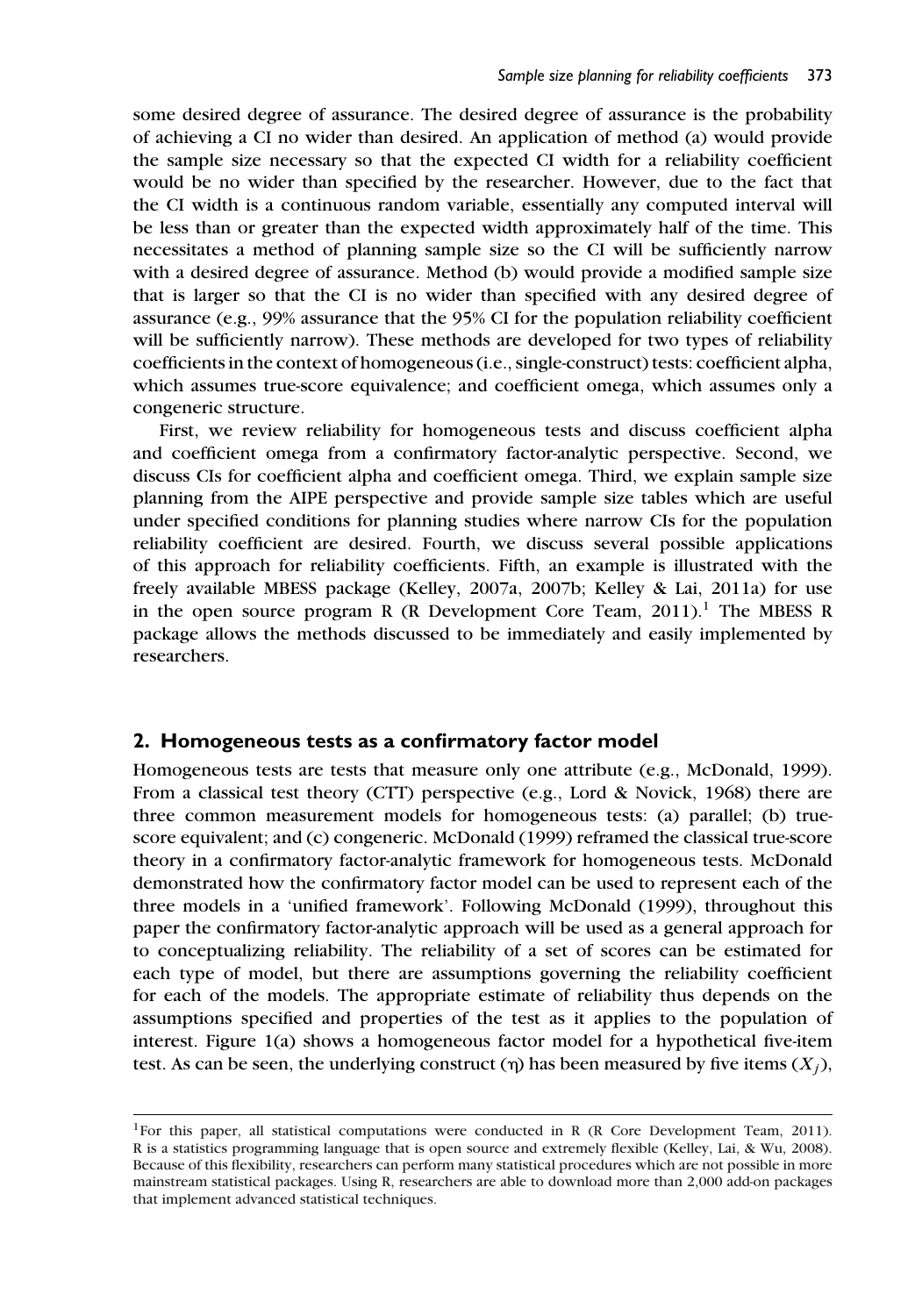some desired degree of assurance. The desired degree of assurance is the probability of achieving a CI no wider than desired. An application of method (a) would provide the sample size necessary so that the expected CI width for a reliability coefficient would be no wider than specified by the researcher. However, due to the fact that the CI width is a continuous random variable, essentially any computed interval will be less than or greater than the expected width approximately half of the time. This necessitates a method of planning sample size so the CI will be sufficiently narrow with a desired degree of assurance. Method (b) would provide a modified sample size that is larger so that the CI is no wider than specified with any desired degree of assurance (e.g., 99% assurance that the 95% CI for the population reliability coefficient will be sufficiently narrow). These methods are developed for two types of reliability coefficients in the context of homogeneous (i.e., single-construct) tests: coefficient alpha, which assumes true-score equivalence; and coefficient omega, which assumes only a congeneric structure.

First, we review reliability for homogeneous tests and discuss coefficient alpha and coefficient omega from a confirmatory factor-analytic perspective. Second, we discuss CIs for coefficient alpha and coefficient omega. Third, we explain sample size planning from the AIPE perspective and provide sample size tables which are useful under specified conditions for planning studies where narrow CIs for the population reliability coefficient are desired. Fourth, we discuss several possible applications of this approach for reliability coefficients. Fifth, an example is illustrated with the freely available MBESS package (Kelley, 2007a, 2007b; Kelley & Lai, 2011a) for use in the open source program R (R Development Core Team, 2011).[1] The MBESS R package allows the methods discussed to be immediately and easily implemented by researchers.

## 2. Homogeneous tests as a confirmatory factor model

Homogeneous tests are tests that measure only one attribute (e.g., McDonald, 1999). From a classical test theory (CTT) perspective (e.g., Lord & Novick, 1968) there are three common measurement models for homogeneous tests: (a) parallel; (b) true-score equivalent; and (c) congeneric. McDonald (1999) reframed the classical true-score theory in a confirmatory factor-analytic framework for homogeneous tests. McDonald demonstrated how the confirmatory factor model can be used to represent each of the three models in a 'unified framework'. Following McDonald (1999), throughout this paper the confirmatory factor-analytic approach will be used as a general approach for to conceptualizing reliability. The reliability of a set of scores can be estimated for each type of model, but there are assumptions governing the reliability coefficient for each of the models. The appropriate estimate of reliability thus depends on the assumptions specified and properties of the test as it applies to the population of interest. Figure 1(a) shows a homogeneous factor model for a hypothetical five-item test. As can be seen, the underlying construct ($\eta$) has been measured by five items ($X_j$),

[1] For this paper, all statistical computations were conducted in R (R Core Development Team, 2011). R is a statistics programming language that is open source and extremely flexible (Kelley, Lai, & Wu, 2008). Because of this flexibility, researchers can perform many statistical procedures which are not possible in more mainstream statistical packages. Using R, researchers are able to download more than 2,000 add-on packages that implement advanced statistical techniques.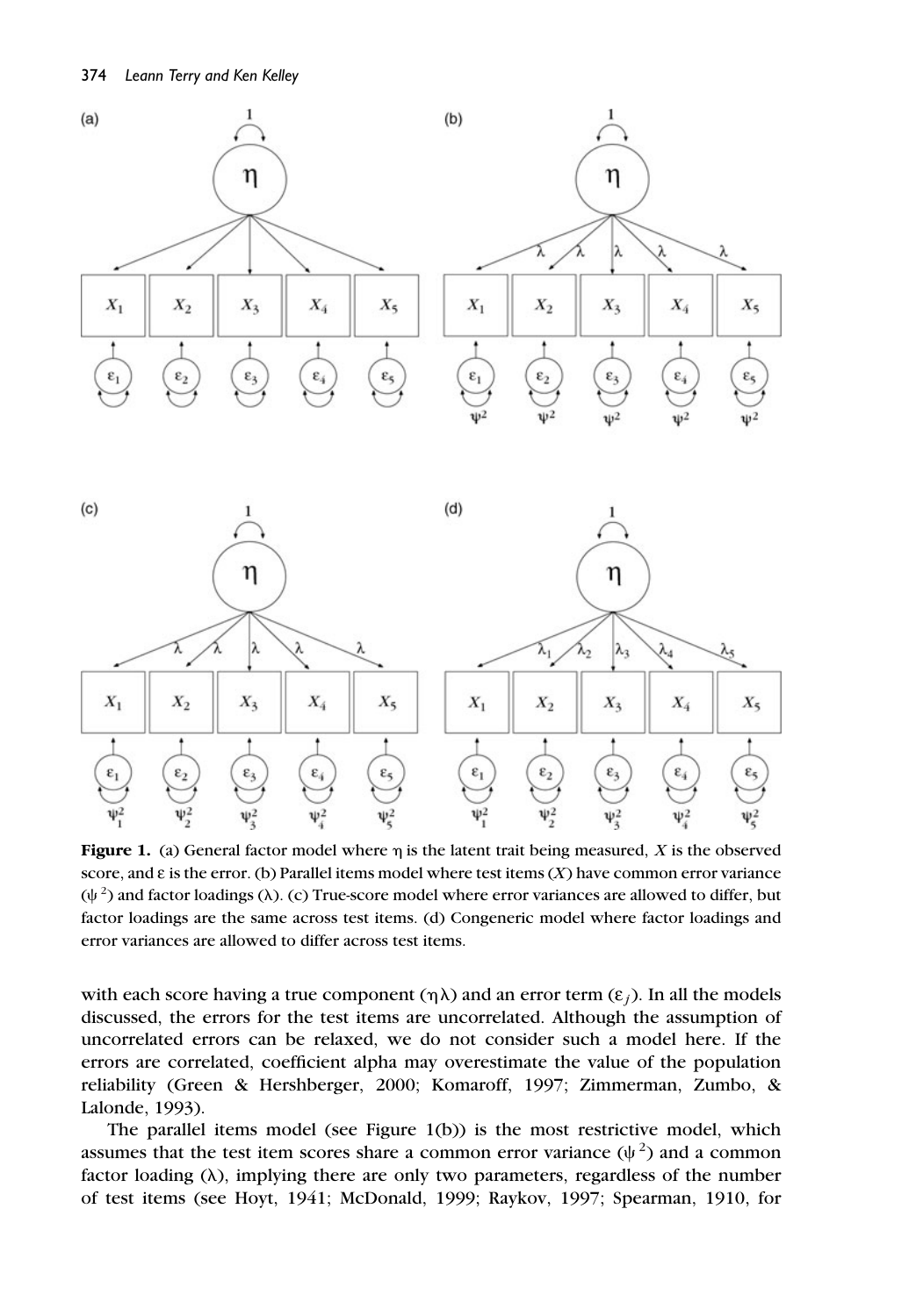**Figure 1.** (a) General factor model where $\eta$ is the latent trait being measured, $X$ is the observed score, and $\varepsilon$ is the error. (b) Parallel items model where test items ($X$) have common error variance ($\psi^2$) and factor loadings ($\lambda$). (c) True-score model where error variances are allowed to differ, but factor loadings are the same across test items. (d) Congeneric model where factor loadings and error variances are allowed to differ across test items.

with each score having a true component ($\eta\lambda$) and an error term ($\varepsilon_j$). In all the models discussed, the errors for the test items are uncorrelated. Although the assumption of uncorrelated errors can be relaxed, we do not consider such a model here. If the errors are correlated, coefficient alpha may overestimate the value of the population reliability (Green & Hershberger, 2000; Komaroff, 1997; Zimmerman, Zumbo, & Lalonde, 1993).

The parallel items model (see Figure 1(b)) is the most restrictive model, which assumes that the test item scores share a common error variance ($\psi^2$) and a common factor loading ($\lambda$), implying there are only two parameters, regardless of the number of test items (see Hoyt, 1941; McDonald, 1999; Raykov, 1997; Spearman, 1910, for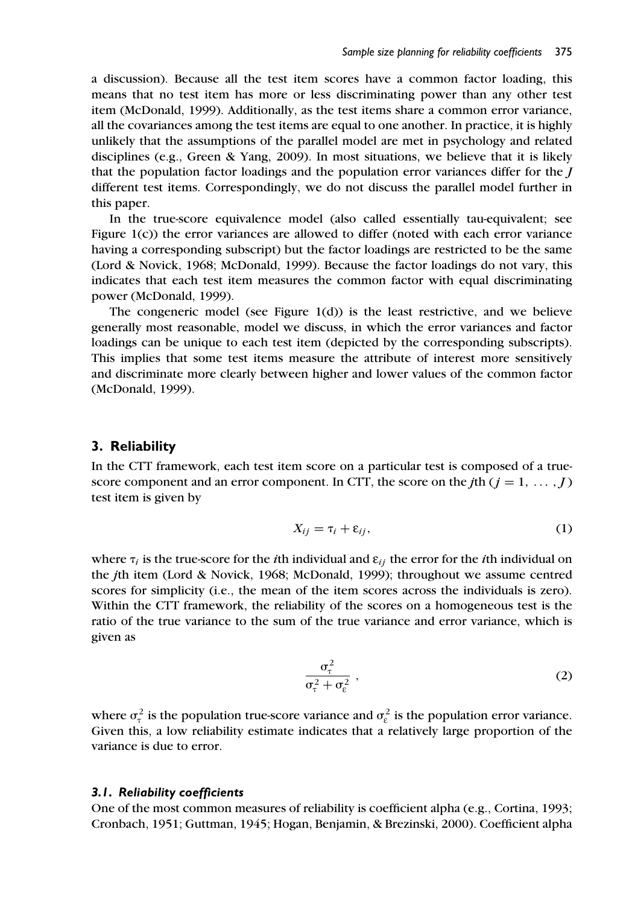a discussion). Because all the test item scores have a common factor loading, this means that no test item has more or less discriminating power than any other test item (McDonald, 1999). Additionally, as the test items share a common error variance, all the covariances among the test items are equal to one another. In practice, it is highly unlikely that the assumptions of the parallel model are met in psychology and related disciplines (e.g., Green & Yang, 2009). In most situations, we believe that it is likely that the population factor loadings and the population error variances differ for the $J$ different test items. Correspondingly, we do not discuss the parallel model further in this paper.

In the true-score equivalence model (also called essentially tau-equivalent; see Figure 1(c)) the error variances are allowed to differ (noted with each error variance having a corresponding subscript) but the factor loadings are restricted to be the same (Lord & Novick, 1968; McDonald, 1999). Because the factor loadings do not vary, this indicates that each test item measures the common factor with equal discriminating power (McDonald, 1999).

The congeneric model (see Figure 1(d)) is the least restrictive, and we believe generally most reasonable, model we discuss, in which the error variances and factor loadings can be unique to each test item (depicted by the corresponding subscripts). This implies that some test items measure the attribute of interest more sensitively and discriminate more clearly between higher and lower values of the common factor (McDonald, 1999).

## 3. Reliability

In the CTT framework, each test item score on a particular test is composed of a true-score component and an error component. In CTT, the score on the $j$th ($j = 1, \ldots, J$) test item is given by

$$X_{ij} = \tau_i + \varepsilon_{ij}, \tag{1}$$

where $\tau_i$ is the true-score for the $i$th individual and $\varepsilon_{ij}$ the error for the $i$th individual on the $j$th item (Lord & Novick, 1968; McDonald, 1999); throughout we assume centred scores for simplicity (i.e., the mean of the item scores across the individuals is zero). Within the CTT framework, the reliability of the scores on a homogeneous test is the ratio of the true variance to the sum of the true variance and error variance, which is given as

$$\frac{\sigma_\tau^2}{\sigma_\tau^2 + \sigma_\varepsilon^2}, \tag{2}$$

where $\sigma_\tau^2$ is the population true-score variance and $\sigma_\varepsilon^2$ is the population error variance. Given this, a low reliability estimate indicates that a relatively large proportion of the variance is due to error.

### 3.1. Reliability coefficients

One of the most common measures of reliability is coefficient alpha (e.g., Cortina, 1993; Cronbach, 1951; Guttman, 1945; Hogan, Benjamin, & Brezinski, 2000). Coefficient alpha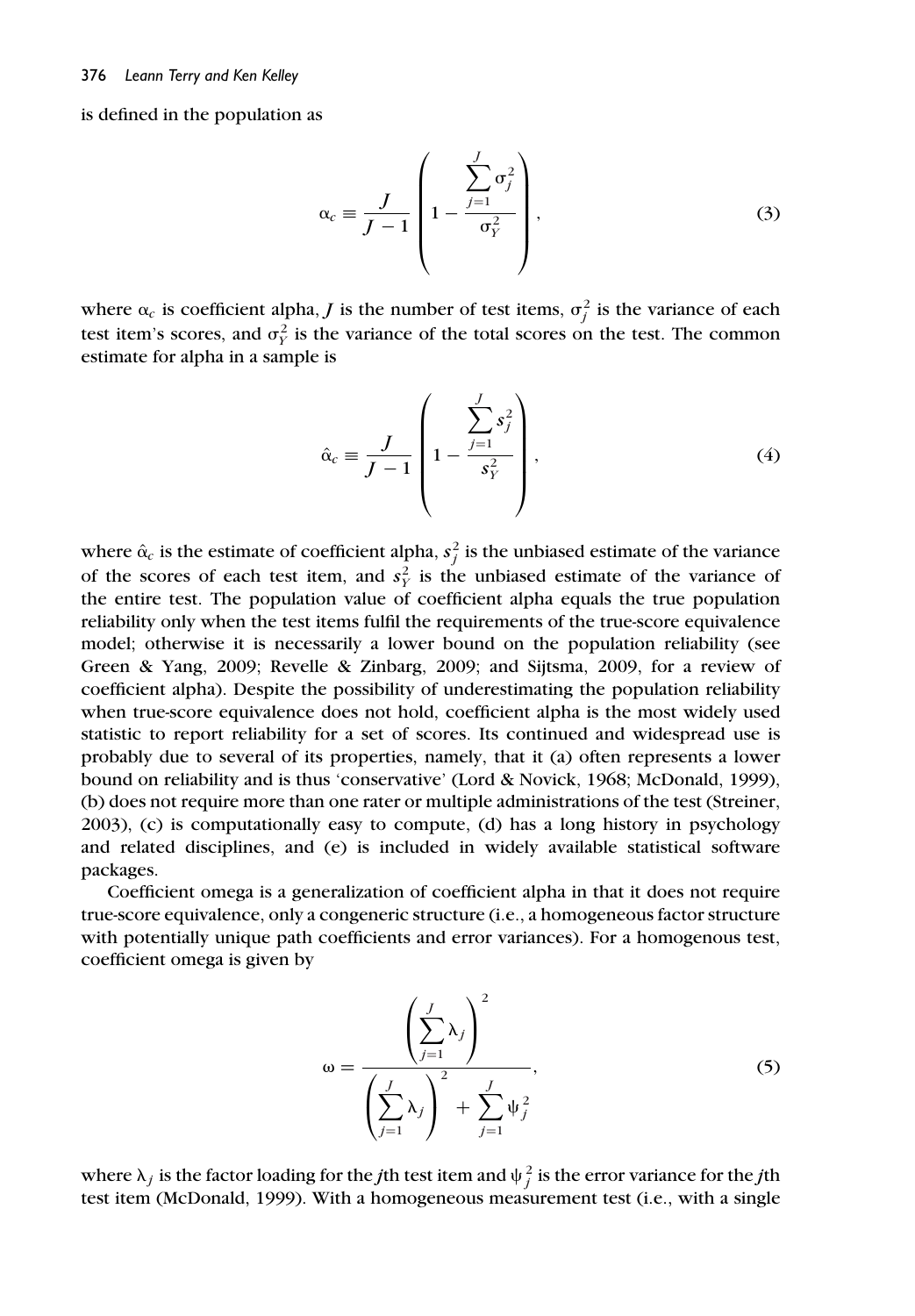is defined in the population as

$$\alpha_c \equiv \frac{J}{J-1}\left(1 - \frac{\sum_{j=1}^{J}\sigma_j^2}{\sigma_Y^2}\right), \tag{3}$$

where $\alpha_c$ is coefficient alpha, $J$ is the number of test items, $\sigma_j^2$ is the variance of each test item's scores, and $\sigma_Y^2$ is the variance of the total scores on the test. The common estimate for alpha in a sample is

$$\hat{\alpha}_c \equiv \frac{J}{J-1}\left(1 - \frac{\sum_{j=1}^{J}s_j^2}{s_Y^2}\right), \tag{4}$$

where $\hat{\alpha}_c$ is the estimate of coefficient alpha, $s_j^2$ is the unbiased estimate of the variance of the scores of each test item, and $s_Y^2$ is the unbiased estimate of the variance of the entire test. The population value of coefficient alpha equals the true population reliability only when the test items fulfil the requirements of the true-score equivalence model; otherwise it is necessarily a lower bound on the population reliability (see Green & Yang, 2009; Revelle & Zinbarg, 2009; and Sijtsma, 2009, for a review of coefficient alpha). Despite the possibility of underestimating the population reliability when true-score equivalence does not hold, coefficient alpha is the most widely used statistic to report reliability for a set of scores. Its continued and widespread use is probably due to several of its properties, namely, that it (a) often represents a lower bound on reliability and is thus 'conservative' (Lord & Novick, 1968; McDonald, 1999), (b) does not require more than one rater or multiple administrations of the test (Streiner, 2003), (c) is computationally easy to compute, (d) has a long history in psychology and related disciplines, and (e) is included in widely available statistical software packages.

Coefficient omega is a generalization of coefficient alpha in that it does not require true-score equivalence, only a congeneric structure (i.e., a homogeneous factor structure with potentially unique path coefficients and error variances). For a homogenous test, coefficient omega is given by

$$\omega = \frac{\left(\sum_{j=1}^{J}\lambda_j\right)^2}{\left(\sum_{j=1}^{J}\lambda_j\right)^2 + \sum_{j=1}^{J}\psi_j^2}, \tag{5}$$

where $\lambda_j$ is the factor loading for the $j$th test item and $\psi_j^2$ is the error variance for the $j$th test item (McDonald, 1999). With a homogeneous measurement test (i.e., with a single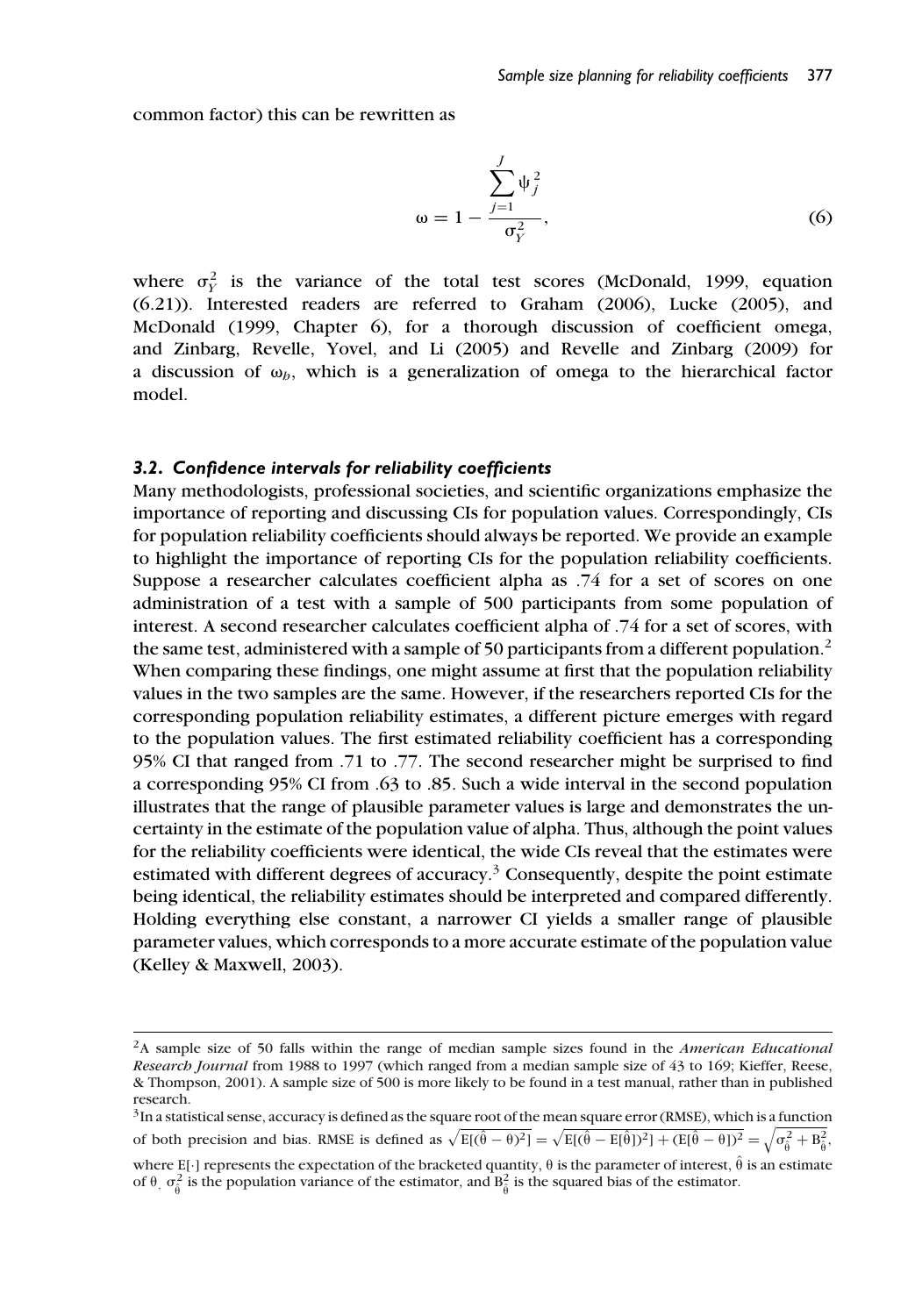common factor) this can be rewritten as

$$\omega = 1 - \frac{\sum_{j=1}^{J} \psi_j^2}{\sigma_Y^2}, \tag{6}$$

where $\sigma_Y^2$ is the variance of the total test scores (McDonald, 1999, equation (6.21)). Interested readers are referred to Graham (2006), Lucke (2005), and McDonald (1999, Chapter 6), for a thorough discussion of coefficient omega, and Zinbarg, Revelle, Yovel, and Li (2005) and Revelle and Zinbarg (2009) for a discussion of $\omega_h$, which is a generalization of omega to the hierarchical factor model.

### *3.2. Confidence intervals for reliability coefficients*

Many methodologists, professional societies, and scientific organizations emphasize the importance of reporting and discussing CIs for population values. Correspondingly, CIs for population reliability coefficients should always be reported. We provide an example to highlight the importance of reporting CIs for the population reliability coefficients. Suppose a researcher calculates coefficient alpha as .74 for a set of scores on one administration of a test with a sample of 500 participants from some population of interest. A second researcher calculates coefficient alpha of .74 for a set of scores, with the same test, administered with a sample of 50 participants from a different population.[2] When comparing these findings, one might assume at first that the population reliability values in the two samples are the same. However, if the researchers reported CIs for the corresponding population reliability estimates, a different picture emerges with regard to the population values. The first estimated reliability coefficient has a corresponding 95% CI that ranged from .71 to .77. The second researcher might be surprised to find a corresponding 95% CI from .63 to .85. Such a wide interval in the second population illustrates that the range of plausible parameter values is large and demonstrates the uncertainty in the estimate of the population value of alpha. Thus, although the point values for the reliability coefficients were identical, the wide CIs reveal that the estimates were estimated with different degrees of accuracy.[3] Consequently, despite the point estimate being identical, the reliability estimates should be interpreted and compared differently. Holding everything else constant, a narrower CI yields a smaller range of plausible parameter values, which corresponds to a more accurate estimate of the population value (Kelley & Maxwell, 2003).

---

[2] A sample size of 50 falls within the range of median sample sizes found in the *American Educational Research Journal* from 1988 to 1997 (which ranged from a median sample size of 43 to 169; Kieffer, Reese, & Thompson, 2001). A sample size of 500 is more likely to be found in a test manual, rather than in published research.

[3] In a statistical sense, accuracy is defined as the square root of the mean square error (RMSE), which is a function of both precision and bias. RMSE is defined as $\sqrt{\mathrm{E}[(\hat{\theta} - \theta)^2]} = \sqrt{\mathrm{E}[(\hat{\theta} - \mathrm{E}[\hat{\theta}])^2] + (\mathrm{E}[\hat{\theta} - \theta])^2} = \sqrt{\sigma_{\hat{\theta}}^2 + \mathrm{B}_{\hat{\theta}}^2}$, where $\mathrm{E}[\cdot]$ represents the expectation of the bracketed quantity, $\theta$ is the parameter of interest, $\hat{\theta}$ is an estimate of $\theta$, $\sigma_{\hat{\theta}}^2$ is the population variance of the estimator, and $\mathrm{B}_{\hat{\theta}}^2$ is the squared bias of the estimator.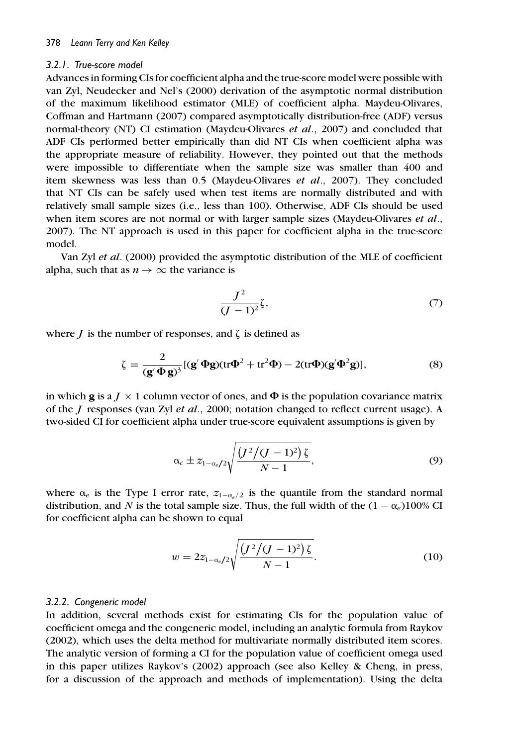### 3.2.1. True-score model

Advances in forming CIs for coefficient alpha and the true-score model were possible with van Zyl, Neudecker and Nel's (2000) derivation of the asymptotic normal distribution of the maximum likelihood estimator (MLE) of coefficient alpha. Maydeu-Olivares, Coffman and Hartmann (2007) compared asymptotically distribution-free (ADF) versus normal-theory (NT) CI estimation (Maydeu-Olivares *et al*., 2007) and concluded that ADF CIs performed better empirically than did NT CIs when coefficient alpha was the appropriate measure of reliability. However, they pointed out that the methods were impossible to differentiate when the sample size was smaller than 400 and item skewness was less than 0.5 (Maydeu-Olivares *et al*., 2007). They concluded that NT CIs can be safely used when test items are normally distributed and with relatively small sample sizes (i.e., less than 100). Otherwise, ADF CIs should be used when item scores are not normal or with larger sample sizes (Maydeu-Olivares *et al*., 2007). The NT approach is used in this paper for coefficient alpha in the true-score model.

Van Zyl *et al*. (2000) provided the asymptotic distribution of the MLE of coefficient alpha, such that as $n \to \infty$ the variance is

$$\frac{J^2}{(J-1)^2}\zeta, \tag{7}$$

where $J$ is the number of responses, and $\zeta$ is defined as

$$\zeta = \frac{2}{(\mathbf{g}'\mathbf{\Phi}\mathbf{g})^3}[(\mathbf{g}'\mathbf{\Phi}\mathbf{g})(\text{tr}\mathbf{\Phi}^2 + \text{tr}^2\mathbf{\Phi}) - 2(\text{tr}\mathbf{\Phi})(\mathbf{g}'\mathbf{\Phi}^2\mathbf{g})], \tag{8}$$

in which $\mathbf{g}$ is a $J \times 1$ column vector of ones, and $\mathbf{\Phi}$ is the population covariance matrix of the $J$ responses (van Zyl *et al*., 2000; notation changed to reflect current usage). A two-sided CI for coefficient alpha under true-score equivalent assumptions is given by

$$\alpha_c \pm z_{1-\alpha_e/2}\sqrt{\frac{\left(J^2/(J-1)^2\right)\zeta}{N-1}}, \tag{9}$$

where $\alpha_e$ is the Type I error rate, $z_{1-\alpha_e/2}$ is the quantile from the standard normal distribution, and $N$ is the total sample size. Thus, the full width of the $(1-\alpha_e)100\%$ CI for coefficient alpha can be shown to equal

$$w = 2z_{1-\alpha_e/2}\sqrt{\frac{\left(J^2/(J-1)^2\right)\zeta}{N-1}}. \tag{10}$$

### 3.2.2. Congeneric model

In addition, several methods exist for estimating CIs for the population value of coefficient omega and the congeneric model, including an analytic formula from Raykov (2002), which uses the delta method for multivariate normally distributed item scores. The analytic version of forming a CI for the population value of coefficient omega used in this paper utilizes Raykov's (2002) approach (see also Kelley & Cheng, in press, for a discussion of the approach and methods of implementation). Using the delta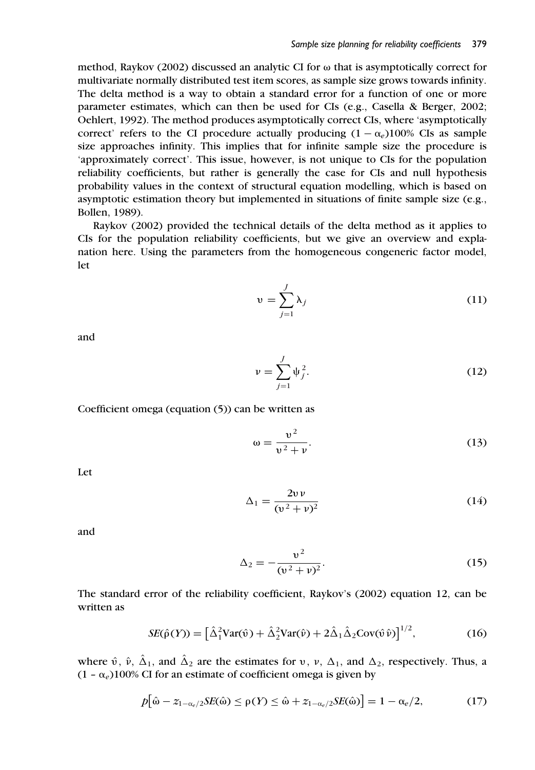method, Raykov (2002) discussed an analytic CI for ω that is asymptotically correct for multivariate normally distributed test item scores, as sample size grows towards infinity. The delta method is a way to obtain a standard error for a function of one or more parameter estimates, which can then be used for CIs (e.g., Casella & Berger, 2002; Oehlert, 1992). The method produces asymptotically correct CIs, where 'asymptotically correct' refers to the CI procedure actually producing $(1 - \alpha_e)100\%$ CIs as sample size approaches infinity. This implies that for infinite sample size the procedure is 'approximately correct'. This issue, however, is not unique to CIs for the population reliability coefficients, but rather is generally the case for CIs and null hypothesis probability values in the context of structural equation modelling, which is based on asymptotic estimation theory but implemented in situations of finite sample size (e.g., Bollen, 1989).

Raykov (2002) provided the technical details of the delta method as it applies to CIs for the population reliability coefficients, but we give an overview and explanation here. Using the parameters from the homogeneous congeneric factor model, let

$$\upsilon = \sum_{j=1}^{J} \lambda_j \tag{11}$$

and

$$\nu = \sum_{j=1}^{J} \psi_j^2. \tag{12}$$

Coefficient omega (equation (5)) can be written as

$$\omega = \frac{\upsilon^2}{\upsilon^2 + \nu}. \tag{13}$$

Let

$$\Delta_1 = \frac{2\upsilon\nu}{(\upsilon^2 + \nu)^2} \tag{14}$$

and

$$\Delta_2 = -\frac{\upsilon^2}{(\upsilon^2 + \nu)^2}. \tag{15}$$

The standard error of the reliability coefficient, Raykov's (2002) equation 12, can be written as

$$SE(\hat{\rho}(Y)) = \left[\hat{\Delta}_1^2 \mathrm{Var}(\hat{\upsilon}) + \hat{\Delta}_2^2 \mathrm{Var}(\hat{\nu}) + 2\hat{\Delta}_1\hat{\Delta}_2 \mathrm{Cov}(\hat{\upsilon}\,\hat{\nu})\right]^{1/2}, \tag{16}$$

where $\hat{\upsilon}$, $\hat{\nu}$, $\hat{\Delta}_1$, and $\hat{\Delta}_2$ are the estimates for $\upsilon$, $\nu$, $\Delta_1$, and $\Delta_2$, respectively. Thus, a $(1 - \alpha_e)100\%$ CI for an estimate of coefficient omega is given by

$$p\left[\hat{\omega} - z_{1-\alpha_e/2} SE(\hat{\omega}) \leq \rho(Y) \leq \hat{\omega} + z_{1-\alpha_e/2} SE(\hat{\omega})\right] = 1 - \alpha_e/2, \tag{17}$$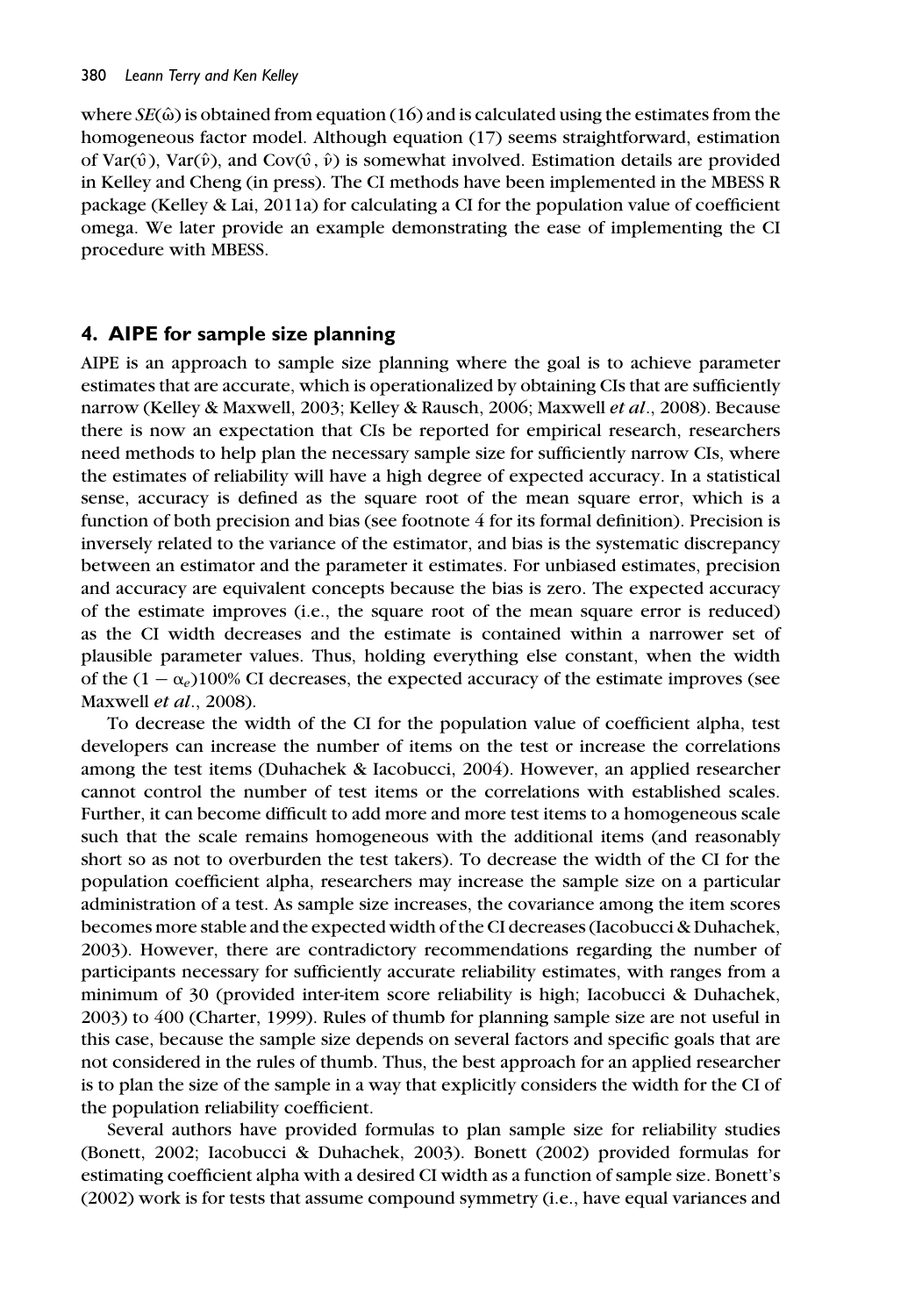where $SE(\hat{\omega})$ is obtained from equation (16) and is calculated using the estimates from the homogeneous factor model. Although equation (17) seems straightforward, estimation of $\text{Var}(\hat{\upsilon})$, $\text{Var}(\hat{\nu})$, and $\text{Cov}(\hat{\upsilon}, \hat{\nu})$ is somewhat involved. Estimation details are provided in Kelley and Cheng (in press). The CI methods have been implemented in the MBESS R package (Kelley & Lai, 2011a) for calculating a CI for the population value of coefficient omega. We later provide an example demonstrating the ease of implementing the CI procedure with MBESS.

## 4. AIPE for sample size planning

AIPE is an approach to sample size planning where the goal is to achieve parameter estimates that are accurate, which is operationalized by obtaining CIs that are sufficiently narrow (Kelley & Maxwell, 2003; Kelley & Rausch, 2006; Maxwell *et al*., 2008). Because there is now an expectation that CIs be reported for empirical research, researchers need methods to help plan the necessary sample size for sufficiently narrow CIs, where the estimates of reliability will have a high degree of expected accuracy. In a statistical sense, accuracy is defined as the square root of the mean square error, which is a function of both precision and bias (see footnote 4 for its formal definition). Precision is inversely related to the variance of the estimator, and bias is the systematic discrepancy between an estimator and the parameter it estimates. For unbiased estimates, precision and accuracy are equivalent concepts because the bias is zero. The expected accuracy of the estimate improves (i.e., the square root of the mean square error is reduced) as the CI width decreases and the estimate is contained within a narrower set of plausible parameter values. Thus, holding everything else constant, when the width of the $(1 - \alpha_e)100\%$ CI decreases, the expected accuracy of the estimate improves (see Maxwell *et al*., 2008).

To decrease the width of the CI for the population value of coefficient alpha, test developers can increase the number of items on the test or increase the correlations among the test items (Duhachek & Iacobucci, 2004). However, an applied researcher cannot control the number of test items or the correlations with established scales. Further, it can become difficult to add more and more test items to a homogeneous scale such that the scale remains homogeneous with the additional items (and reasonably short so as not to overburden the test takers). To decrease the width of the CI for the population coefficient alpha, researchers may increase the sample size on a particular administration of a test. As sample size increases, the covariance among the item scores becomes more stable and the expected width of the CI decreases (Iacobucci & Duhachek, 2003). However, there are contradictory recommendations regarding the number of participants necessary for sufficiently accurate reliability estimates, with ranges from a minimum of 30 (provided inter-item score reliability is high; Iacobucci & Duhachek, 2003) to 400 (Charter, 1999). Rules of thumb for planning sample size are not useful in this case, because the sample size depends on several factors and specific goals that are not considered in the rules of thumb. Thus, the best approach for an applied researcher is to plan the size of the sample in a way that explicitly considers the width for the CI of the population reliability coefficient.

Several authors have provided formulas to plan sample size for reliability studies (Bonett, 2002; Iacobucci & Duhachek, 2003). Bonett (2002) provided formulas for estimating coefficient alpha with a desired CI width as a function of sample size. Bonett's (2002) work is for tests that assume compound symmetry (i.e., have equal variances and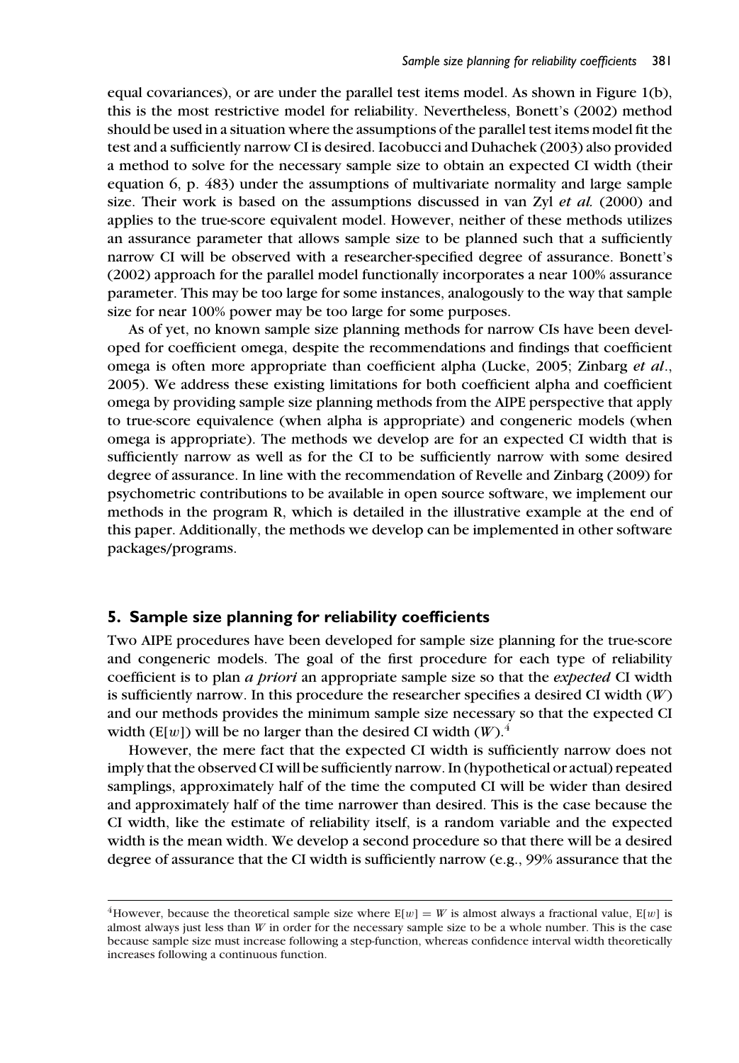equal covariances), or are under the parallel test items model. As shown in Figure 1(b), this is the most restrictive model for reliability. Nevertheless, Bonett's (2002) method should be used in a situation where the assumptions of the parallel test items model fit the test and a sufficiently narrow CI is desired. Iacobucci and Duhachek (2003) also provided a method to solve for the necessary sample size to obtain an expected CI width (their equation 6, p. 483) under the assumptions of multivariate normality and large sample size. Their work is based on the assumptions discussed in van Zyl *et al.* (2000) and applies to the true-score equivalent model. However, neither of these methods utilizes an assurance parameter that allows sample size to be planned such that a sufficiently narrow CI will be observed with a researcher-specified degree of assurance. Bonett's (2002) approach for the parallel model functionally incorporates a near 100% assurance parameter. This may be too large for some instances, analogously to the way that sample size for near 100% power may be too large for some purposes.

As of yet, no known sample size planning methods for narrow CIs have been developed for coefficient omega, despite the recommendations and findings that coefficient omega is often more appropriate than coefficient alpha (Lucke, 2005; Zinbarg *et al.*, 2005). We address these existing limitations for both coefficient alpha and coefficient omega by providing sample size planning methods from the AIPE perspective that apply to true-score equivalence (when alpha is appropriate) and congeneric models (when omega is appropriate). The methods we develop are for an expected CI width that is sufficiently narrow as well as for the CI to be sufficiently narrow with some desired degree of assurance. In line with the recommendation of Revelle and Zinbarg (2009) for psychometric contributions to be available in open source software, we implement our methods in the program R, which is detailed in the illustrative example at the end of this paper. Additionally, the methods we develop can be implemented in other software packages/programs.

## 5. Sample size planning for reliability coefficients

Two AIPE procedures have been developed for sample size planning for the true-score and congeneric models. The goal of the first procedure for each type of reliability coefficient is to plan *a priori* an appropriate sample size so that the *expected* CI width is sufficiently narrow. In this procedure the researcher specifies a desired CI width ($W$) and our methods provides the minimum sample size necessary so that the expected CI width ($\mathrm{E}[w]$) will be no larger than the desired CI width ($W$).[4]

However, the mere fact that the expected CI width is sufficiently narrow does not imply that the observed CI will be sufficiently narrow. In (hypothetical or actual) repeated samplings, approximately half of the time the computed CI will be wider than desired and approximately half of the time narrower than desired. This is the case because the CI width, like the estimate of reliability itself, is a random variable and the expected width is the mean width. We develop a second procedure so that there will be a desired degree of assurance that the CI width is sufficiently narrow (e.g., 99% assurance that the

---

[4]However, because the theoretical sample size where $\mathrm{E}[w] = W$ is almost always a fractional value, $\mathrm{E}[w]$ is almost always just less than $W$ in order for the necessary sample size to be a whole number. This is the case because sample size must increase following a step-function, whereas confidence interval width theoretically increases following a continuous function.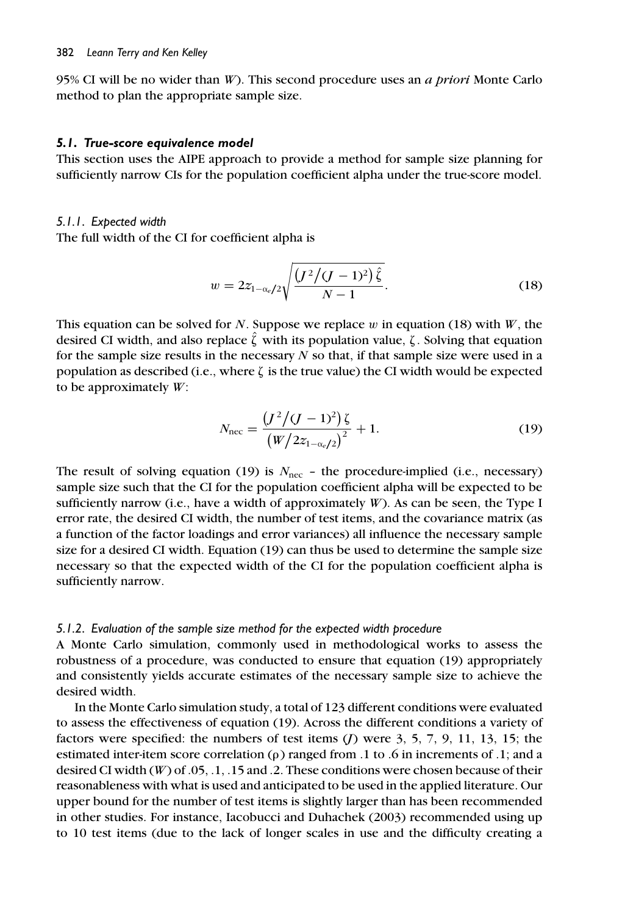95% CI will be no wider than $W$). This second procedure uses an *a priori* Monte Carlo method to plan the appropriate sample size.

### *5.1. True-score equivalence model*

This section uses the AIPE approach to provide a method for sample size planning for sufficiently narrow CIs for the population coefficient alpha under the true-score model.

#### *5.1.1. Expected width*

The full width of the CI for coefficient alpha is

$$w = 2z_{1-\alpha_c/2}\sqrt{\frac{\left(J^2/(J-1)^2\right)\hat{\zeta}}{N-1}}. \tag{18}$$

This equation can be solved for $N$. Suppose we replace $w$ in equation (18) with $W$, the desired CI width, and also replace $\hat{\zeta}$ with its population value, $\zeta$. Solving that equation for the sample size results in the necessary $N$ so that, if that sample size were used in a population as described (i.e., where $\zeta$ is the true value) the CI width would be expected to be approximately $W$:

$$N_{\text{nec}} = \frac{\left(J^2/(J-1)^2\right)\zeta}{\left(W/2z_{1-\alpha_c/2}\right)^2} + 1. \tag{19}$$

The result of solving equation (19) is $N_{\text{nec}}$ – the procedure-implied (i.e., necessary) sample size such that the CI for the population coefficient alpha will be expected to be sufficiently narrow (i.e., have a width of approximately $W$). As can be seen, the Type I error rate, the desired CI width, the number of test items, and the covariance matrix (as a function of the factor loadings and error variances) all influence the necessary sample size for a desired CI width. Equation (19) can thus be used to determine the sample size necessary so that the expected width of the CI for the population coefficient alpha is sufficiently narrow.

#### *5.1.2. Evaluation of the sample size method for the expected width procedure*

A Monte Carlo simulation, commonly used in methodological works to assess the robustness of a procedure, was conducted to ensure that equation (19) appropriately and consistently yields accurate estimates of the necessary sample size to achieve the desired width.

In the Monte Carlo simulation study, a total of 123 different conditions were evaluated to assess the effectiveness of equation (19). Across the different conditions a variety of factors were specified: the numbers of test items ($J$) were 3, 5, 7, 9, 11, 13, 15; the estimated inter-item score correlation ($\rho$) ranged from .1 to .6 in increments of .1; and a desired CI width ($W$) of .05, .1, .15 and .2. These conditions were chosen because of their reasonableness with what is used and anticipated to be used in the applied literature. Our upper bound for the number of test items is slightly larger than has been recommended in other studies. For instance, Iacobucci and Duhachek (2003) recommended using up to 10 test items (due to the lack of longer scales in use and the difficulty creating a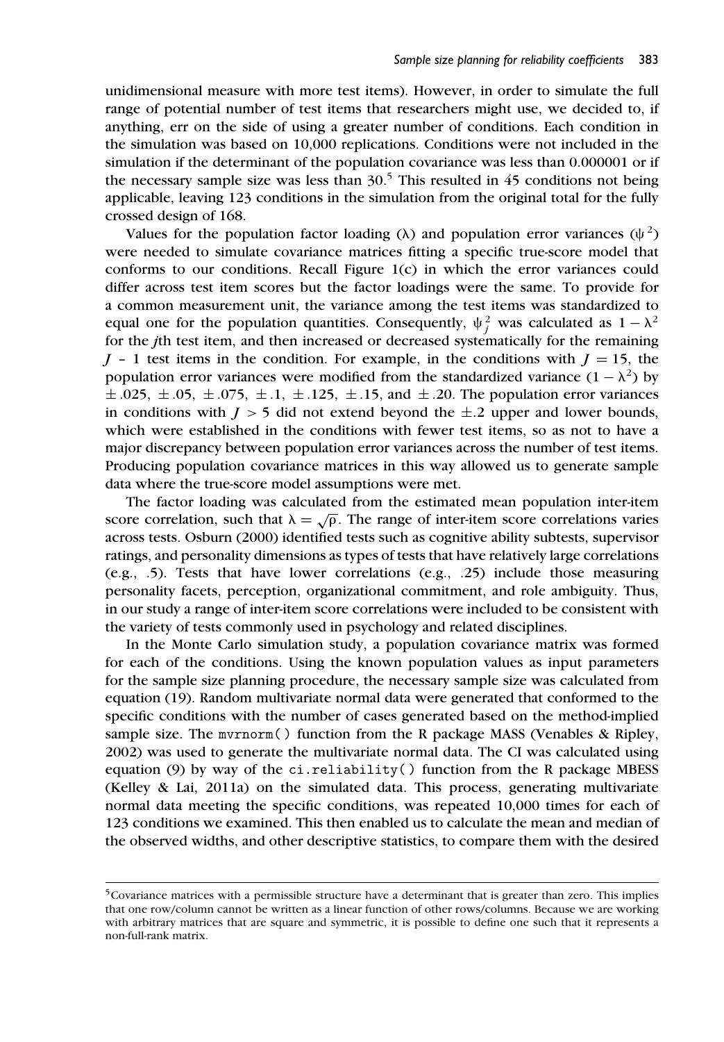unidimensional measure with more test items). However, in order to simulate the full range of potential number of test items that researchers might use, we decided to, if anything, err on the side of using a greater number of conditions. Each condition in the simulation was based on 10,000 replications. Conditions were not included in the simulation if the determinant of the population covariance was less than 0.000001 or if the necessary sample size was less than 30.[5] This resulted in 45 conditions not being applicable, leaving 123 conditions in the simulation from the original total for the fully crossed design of 168.

Values for the population factor loading ($\lambda$) and population error variances ($\psi^2$) were needed to simulate covariance matrices fitting a specific true-score model that conforms to our conditions. Recall Figure 1(c) in which the error variances could differ across test item scores but the factor loadings were the same. To provide for a common measurement unit, the variance among the test items was standardized to equal one for the population quantities. Consequently, $\psi_j^2$ was calculated as $1 - \lambda^2$ for the $j$th test item, and then increased or decreased systematically for the remaining $J$ – 1 test items in the condition. For example, in the conditions with $J = 15$, the population error variances were modified from the standardized variance $(1 - \lambda^2)$ by $\pm.025$, $\pm.05$, $\pm.075$, $\pm.1$, $\pm.125$, $\pm.15$, and $\pm.20$. The population error variances in conditions with $J > 5$ did not extend beyond the $\pm.2$ upper and lower bounds, which were established in the conditions with fewer test items, so as not to have a major discrepancy between population error variances across the number of test items. Producing population covariance matrices in this way allowed us to generate sample data where the true-score model assumptions were met.

The factor loading was calculated from the estimated mean population inter-item score correlation, such that $\lambda = \sqrt{\rho}$. The range of inter-item score correlations varies across tests. Osburn (2000) identified tests such as cognitive ability subtests, supervisor ratings, and personality dimensions as types of tests that have relatively large correlations (e.g., .5). Tests that have lower correlations (e.g., .25) include those measuring personality facets, perception, organizational commitment, and role ambiguity. Thus, in our study a range of inter-item score correlations were included to be consistent with the variety of tests commonly used in psychology and related disciplines.

In the Monte Carlo simulation study, a population covariance matrix was formed for each of the conditions. Using the known population values as input parameters for the sample size planning procedure, the necessary sample size was calculated from equation (19). Random multivariate normal data were generated that conformed to the specific conditions with the number of cases generated based on the method-implied sample size. The `mvrnorm()` function from the R package MASS (Venables & Ripley, 2002) was used to generate the multivariate normal data. The CI was calculated using equation (9) by way of the `ci.reliability()` function from the R package MBESS (Kelley & Lai, 2011a) on the simulated data. This process, generating multivariate normal data meeting the specific conditions, was repeated 10,000 times for each of 123 conditions we examined. This then enabled us to calculate the mean and median of the observed widths, and other descriptive statistics, to compare them with the desired

[5] Covariance matrices with a permissible structure have a determinant that is greater than zero. This implies that one row/column cannot be written as a linear function of other rows/columns. Because we are working with arbitrary matrices that are square and symmetric, it is possible to define one such that it represents a non-full-rank matrix.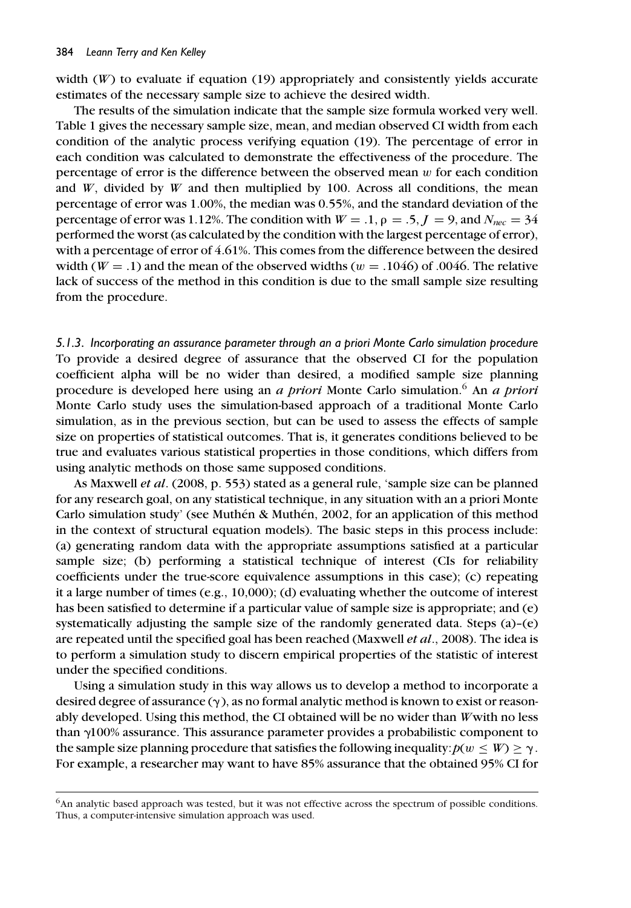width ($W$) to evaluate if equation (19) appropriately and consistently yields accurate estimates of the necessary sample size to achieve the desired width.

The results of the simulation indicate that the sample size formula worked very well. Table 1 gives the necessary sample size, mean, and median observed CI width from each condition of the analytic process verifying equation (19). The percentage of error in each condition was calculated to demonstrate the effectiveness of the procedure. The percentage of error is the difference between the observed mean $w$ for each condition and $W$, divided by $W$ and then multiplied by 100. Across all conditions, the mean percentage of error was 1.00%, the median was 0.55%, and the standard deviation of the percentage of error was 1.12%. The condition with $W = .1$, $\rho = .5$, $J = 9$, and $N_{nec} = 34$ performed the worst (as calculated by the condition with the largest percentage of error), with a percentage of error of 4.61%. This comes from the difference between the desired width ($W = .1$) and the mean of the observed widths ($w = .1046$) of .0046. The relative lack of success of the method in this condition is due to the small sample size resulting from the procedure.

#### *5.1.3. Incorporating an assurance parameter through an a priori Monte Carlo simulation procedure*

To provide a desired degree of assurance that the observed CI for the population coefficient alpha will be no wider than desired, a modified sample size planning procedure is developed here using an *a priori* Monte Carlo simulation.[6] An *a priori* Monte Carlo study uses the simulation-based approach of a traditional Monte Carlo simulation, as in the previous section, but can be used to assess the effects of sample size on properties of statistical outcomes. That is, it generates conditions believed to be true and evaluates various statistical properties in those conditions, which differs from using analytic methods on those same supposed conditions.

As Maxwell *et al*. (2008, p. 553) stated as a general rule, 'sample size can be planned for any research goal, on any statistical technique, in any situation with an a priori Monte Carlo simulation study' (see Muthén & Muthén, 2002, for an application of this method in the context of structural equation models). The basic steps in this process include: (a) generating random data with the appropriate assumptions satisfied at a particular sample size; (b) performing a statistical technique of interest (CIs for reliability coefficients under the true-score equivalence assumptions in this case); (c) repeating it a large number of times (e.g., 10,000); (d) evaluating whether the outcome of interest has been satisfied to determine if a particular value of sample size is appropriate; and (e) systematically adjusting the sample size of the randomly generated data. Steps (a)–(e) are repeated until the specified goal has been reached (Maxwell *et al*., 2008). The idea is to perform a simulation study to discern empirical properties of the statistic of interest under the specified conditions.

Using a simulation study in this way allows us to develop a method to incorporate a desired degree of assurance ($\gamma$), as no formal analytic method is known to exist or reasonably developed. Using this method, the CI obtained will be no wider than $W$ with no less than $\gamma 100\%$ assurance. This assurance parameter provides a probabilistic component to the sample size planning procedure that satisfies the following inequality: $p(w \leq W) \geq \gamma$. For example, a researcher may want to have 85% assurance that the obtained 95% CI for

---

[6] An analytic based approach was tested, but it was not effective across the spectrum of possible conditions. Thus, a computer-intensive simulation approach was used.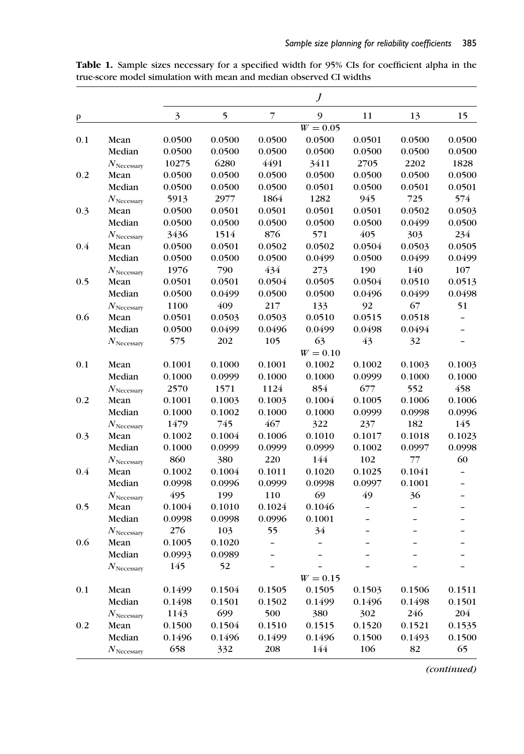**Table 1.** Sample sizes necessary for a specified width for 95% CIs for coefficient alpha in the true-score model simulation with mean and median observed CI widths

| $\rho$ | | *J* | | | | | | |
|---|---|---|---|---|---|---|---|---|
| | | 3 | 5 | 7 | 9 | 11 | 13 | 15 |
| | | | | | $W = 0.05$ | | | |
| 0.1 | Mean | 0.0500 | 0.0500 | 0.0500 | 0.0500 | 0.0501 | 0.0500 | 0.0500 |
| | Median | 0.0500 | 0.0500 | 0.0500 | 0.0500 | 0.0500 | 0.0500 | 0.0500 |
| | $N_{\text{Necessary}}$ | 10275 | 6280 | 4491 | 3411 | 2705 | 2202 | 1828 |
| 0.2 | Mean | 0.0500 | 0.0500 | 0.0500 | 0.0500 | 0.0500 | 0.0500 | 0.0500 |
| | Median | 0.0500 | 0.0500 | 0.0500 | 0.0501 | 0.0500 | 0.0501 | 0.0501 |
| | $N_{\text{Necessary}}$ | 5913 | 2977 | 1864 | 1282 | 945 | 725 | 574 |
| 0.3 | Mean | 0.0500 | 0.0501 | 0.0501 | 0.0501 | 0.0501 | 0.0502 | 0.0503 |
| | Median | 0.0500 | 0.0500 | 0.0500 | 0.0500 | 0.0500 | 0.0499 | 0.0500 |
| | $N_{\text{Necessary}}$ | 3436 | 1514 | 876 | 571 | 405 | 303 | 234 |
| 0.4 | Mean | 0.0500 | 0.0501 | 0.0502 | 0.0502 | 0.0504 | 0.0503 | 0.0505 |
| | Median | 0.0500 | 0.0500 | 0.0500 | 0.0499 | 0.0500 | 0.0499 | 0.0499 |
| | $N_{\text{Necessary}}$ | 1976 | 790 | 434 | 273 | 190 | 140 | 107 |
| 0.5 | Mean | 0.0501 | 0.0501 | 0.0504 | 0.0505 | 0.0504 | 0.0510 | 0.0513 |
| | Median | 0.0500 | 0.0499 | 0.0500 | 0.0500 | 0.0496 | 0.0499 | 0.0498 |
| | $N_{\text{Necessary}}$ | 1100 | 409 | 217 | 133 | 92 | 67 | 51 |
| 0.6 | Mean | 0.0501 | 0.0503 | 0.0503 | 0.0510 | 0.0515 | 0.0518 | – |
| | Median | 0.0500 | 0.0499 | 0.0496 | 0.0499 | 0.0498 | 0.0494 | – |
| | $N_{\text{Necessary}}$ | 575 | 202 | 105 | 63 | 43 | 32 | – |
| | | | | | $W = 0.10$ | | | |
| 0.1 | Mean | 0.1001 | 0.1000 | 0.1001 | 0.1002 | 0.1002 | 0.1003 | 0.1003 |
| | Median | 0.1000 | 0.0999 | 0.1000 | 0.1000 | 0.0999 | 0.1000 | 0.1000 |
| | $N_{\text{Necessary}}$ | 2570 | 1571 | 1124 | 854 | 677 | 552 | 458 |
| 0.2 | Mean | 0.1001 | 0.1003 | 0.1003 | 0.1004 | 0.1005 | 0.1006 | 0.1006 |
| | Median | 0.1000 | 0.1002 | 0.1000 | 0.1000 | 0.0999 | 0.0998 | 0.0996 |
| | $N_{\text{Necessary}}$ | 1479 | 745 | 467 | 322 | 237 | 182 | 145 |
| 0.3 | Mean | 0.1002 | 0.1004 | 0.1006 | 0.1010 | 0.1017 | 0.1018 | 0.1023 |
| | Median | 0.1000 | 0.0999 | 0.0999 | 0.0999 | 0.1002 | 0.0997 | 0.0998 |
| | $N_{\text{Necessary}}$ | 860 | 380 | 220 | 144 | 102 | 77 | 60 |
| 0.4 | Mean | 0.1002 | 0.1004 | 0.1011 | 0.1020 | 0.1025 | 0.1041 | – |
| | Median | 0.0998 | 0.0996 | 0.0999 | 0.0998 | 0.0997 | 0.1001 | – |
| | $N_{\text{Necessary}}$ | 495 | 199 | 110 | 69 | 49 | 36 | – |
| 0.5 | Mean | 0.1004 | 0.1010 | 0.1024 | 0.1046 | – | – | – |
| | Median | 0.0998 | 0.0998 | 0.0996 | 0.1001 | – | – | – |
| | $N_{\text{Necessary}}$ | 276 | 103 | 55 | 34 | – | – | – |
| 0.6 | Mean | 0.1005 | 0.1020 | – | – | – | – | – |
| | Median | 0.0993 | 0.0989 | – | – | – | – | – |
| | $N_{\text{Necessary}}$ | 145 | 52 | – | – | – | – | – |
| | | | | | $W = 0.15$ | | | |
| 0.1 | Mean | 0.1499 | 0.1504 | 0.1505 | 0.1505 | 0.1503 | 0.1506 | 0.1511 |
| | Median | 0.1498 | 0.1501 | 0.1502 | 0.1499 | 0.1496 | 0.1498 | 0.1501 |
| | $N_{\text{Necessary}}$ | 1143 | 699 | 500 | 380 | 302 | 246 | 204 |
| 0.2 | Mean | 0.1500 | 0.1504 | 0.1510 | 0.1515 | 0.1520 | 0.1521 | 0.1535 |
| | Median | 0.1496 | 0.1496 | 0.1499 | 0.1496 | 0.1500 | 0.1493 | 0.1500 |
| | $N_{\text{Necessary}}$ | 658 | 332 | 208 | 144 | 106 | 82 | 65 |

*(continued)*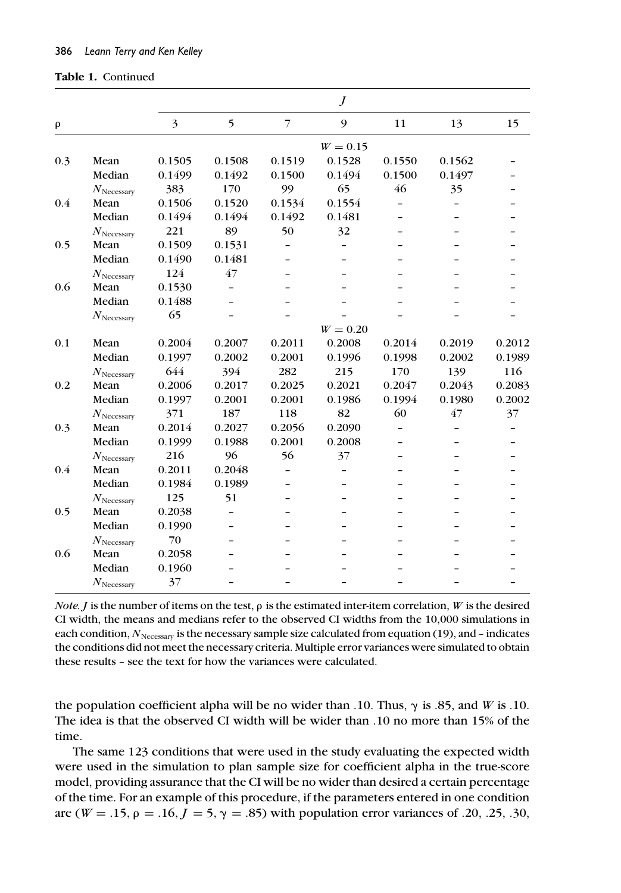**Table 1.** Continued

| ρ | | *J* | | | | | | |
|---|---|---|---|---|---|---|---|---|
| | | 3 | 5 | 7 | 9 | 11 | 13 | 15 |
| | | | | | $W = 0.15$ | | | |
| 0.3 | Mean | 0.1505 | 0.1508 | 0.1519 | 0.1528 | 0.1550 | 0.1562 | – |
| | Median | 0.1499 | 0.1492 | 0.1500 | 0.1494 | 0.1500 | 0.1497 | – |
| | $N_{\text{Necessary}}$ | 383 | 170 | 99 | 65 | 46 | 35 | – |
| 0.4 | Mean | 0.1506 | 0.1520 | 0.1534 | 0.1554 | – | – | – |
| | Median | 0.1494 | 0.1494 | 0.1492 | 0.1481 | – | – | – |
| | $N_{\text{Necessary}}$ | 221 | 89 | 50 | 32 | – | – | – |
| 0.5 | Mean | 0.1509 | 0.1531 | – | – | – | – | – |
| | Median | 0.1490 | 0.1481 | – | – | – | – | – |
| | $N_{\text{Necessary}}$ | 124 | 47 | – | – | – | – | – |
| 0.6 | Mean | 0.1530 | – | – | – | – | – | – |
| | Median | 0.1488 | – | – | – | – | – | – |
| | $N_{\text{Necessary}}$ | 65 | – | – | – | – | – | – |
| | | | | | $W = 0.20$ | | | |
| 0.1 | Mean | 0.2004 | 0.2007 | 0.2011 | 0.2008 | 0.2014 | 0.2019 | 0.2012 |
| | Median | 0.1997 | 0.2002 | 0.2001 | 0.1996 | 0.1998 | 0.2002 | 0.1989 |
| | $N_{\text{Necessary}}$ | 644 | 394 | 282 | 215 | 170 | 139 | 116 |
| 0.2 | Mean | 0.2006 | 0.2017 | 0.2025 | 0.2021 | 0.2047 | 0.2043 | 0.2083 |
| | Median | 0.1997 | 0.2001 | 0.2001 | 0.1986 | 0.1994 | 0.1980 | 0.2002 |
| | $N_{\text{Necessary}}$ | 371 | 187 | 118 | 82 | 60 | 47 | 37 |
| 0.3 | Mean | 0.2014 | 0.2027 | 0.2056 | 0.2090 | – | – | – |
| | Median | 0.1999 | 0.1988 | 0.2001 | 0.2008 | – | – | – |
| | $N_{\text{Necessary}}$ | 216 | 96 | 56 | 37 | – | – | – |
| 0.4 | Mean | 0.2011 | 0.2048 | – | – | – | – | – |
| | Median | 0.1984 | 0.1989 | – | – | – | – | – |
| | $N_{\text{Necessary}}$ | 125 | 51 | – | – | – | – | – |
| 0.5 | Mean | 0.2038 | – | – | – | – | – | – |
| | Median | 0.1990 | – | – | – | – | – | – |
| | $N_{\text{Necessary}}$ | 70 | – | – | – | – | – | – |
| 0.6 | Mean | 0.2058 | – | – | – | – | – | – |
| | Median | 0.1960 | – | – | – | – | – | – |
| | $N_{\text{Necessary}}$ | 37 | – | – | – | – | – | – |

*Note. J* is the number of items on the test, ρ is the estimated inter-item correlation, *W* is the desired CI width, the means and medians refer to the observed CI widths from the 10,000 simulations in each condition, $N_{\text{Necessary}}$ is the necessary sample size calculated from equation (19), and – indicates the conditions did not meet the necessary criteria. Multiple error variances were simulated to obtain these results – see the text for how the variances were calculated.

the population coefficient alpha will be no wider than .10. Thus, γ is .85, and *W* is .10. The idea is that the observed CI width will be wider than .10 no more than 15% of the time.

The same 123 conditions that were used in the study evaluating the expected width were used in the simulation to plan sample size for coefficient alpha in the true-score model, providing assurance that the CI will be no wider than desired a certain percentage of the time. For an example of this procedure, if the parameters entered in one condition are ($W = .15$, $\rho = .16$, $J = 5$, $\gamma = .85$) with population error variances of .20, .25, .30,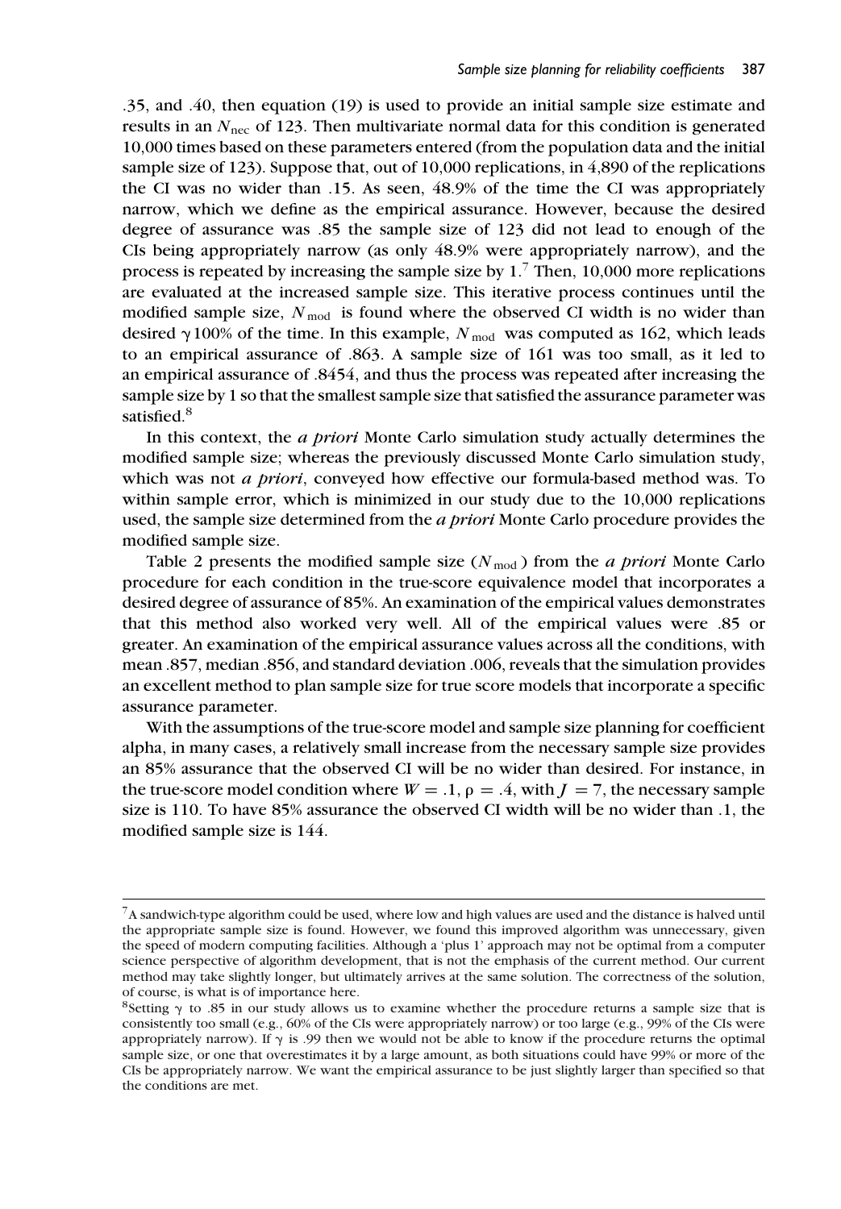.35, and .40, then equation (19) is used to provide an initial sample size estimate and results in an $N_{\text{nec}}$ of 123. Then multivariate normal data for this condition is generated 10,000 times based on these parameters entered (from the population data and the initial sample size of 123). Suppose that, out of 10,000 replications, in 4,890 of the replications the CI was no wider than .15. As seen, 48.9% of the time the CI was appropriately narrow, which we define as the empirical assurance. However, because the desired degree of assurance was .85 the sample size of 123 did not lead to enough of the CIs being appropriately narrow (as only 48.9% were appropriately narrow), and the process is repeated by increasing the sample size by 1.[7] Then, 10,000 more replications are evaluated at the increased sample size. This iterative process continues until the modified sample size, $N_{\text{mod}}$ is found where the observed CI width is no wider than desired $\gamma 100\%$ of the time. In this example, $N_{\text{mod}}$ was computed as 162, which leads to an empirical assurance of .863. A sample size of 161 was too small, as it led to an empirical assurance of .8454, and thus the process was repeated after increasing the sample size by 1 so that the smallest sample size that satisfied the assurance parameter was satisfied.[8]

In this context, the *a priori* Monte Carlo simulation study actually determines the modified sample size; whereas the previously discussed Monte Carlo simulation study, which was not *a priori*, conveyed how effective our formula-based method was. To within sample error, which is minimized in our study due to the 10,000 replications used, the sample size determined from the *a priori* Monte Carlo procedure provides the modified sample size.

Table 2 presents the modified sample size ($N_{\text{mod}}$) from the *a priori* Monte Carlo procedure for each condition in the true-score equivalence model that incorporates a desired degree of assurance of 85%. An examination of the empirical values demonstrates that this method also worked very well. All of the empirical values were .85 or greater. An examination of the empirical assurance values across all the conditions, with mean .857, median .856, and standard deviation .006, reveals that the simulation provides an excellent method to plan sample size for true score models that incorporate a specific assurance parameter.

With the assumptions of the true-score model and sample size planning for coefficient alpha, in many cases, a relatively small increase from the necessary sample size provides an 85% assurance that the observed CI will be no wider than desired. For instance, in the true-score model condition where $W = .1$, $\rho = .4$, with $J = 7$, the necessary sample size is 110. To have 85% assurance the observed CI width will be no wider than .1, the modified sample size is 144.

[7] A sandwich-type algorithm could be used, where low and high values are used and the distance is halved until the appropriate sample size is found. However, we found this improved algorithm was unnecessary, given the speed of modern computing facilities. Although a 'plus 1' approach may not be optimal from a computer science perspective of algorithm development, that is not the emphasis of the current method. Our current method may take slightly longer, but ultimately arrives at the same solution. The correctness of the solution, of course, is what is of importance here.

[8] Setting $\gamma$ to .85 in our study allows us to examine whether the procedure returns a sample size that is consistently too small (e.g., 60% of the CIs were appropriately narrow) or too large (e.g., 99% of the CIs were appropriately narrow). If $\gamma$ is .99 then we would not be able to know if the procedure returns the optimal sample size, or one that overestimates it by a large amount, as both situations could have 99% or more of the CIs be appropriately narrow. We want the empirical assurance to be just slightly larger than specified so that the conditions are met.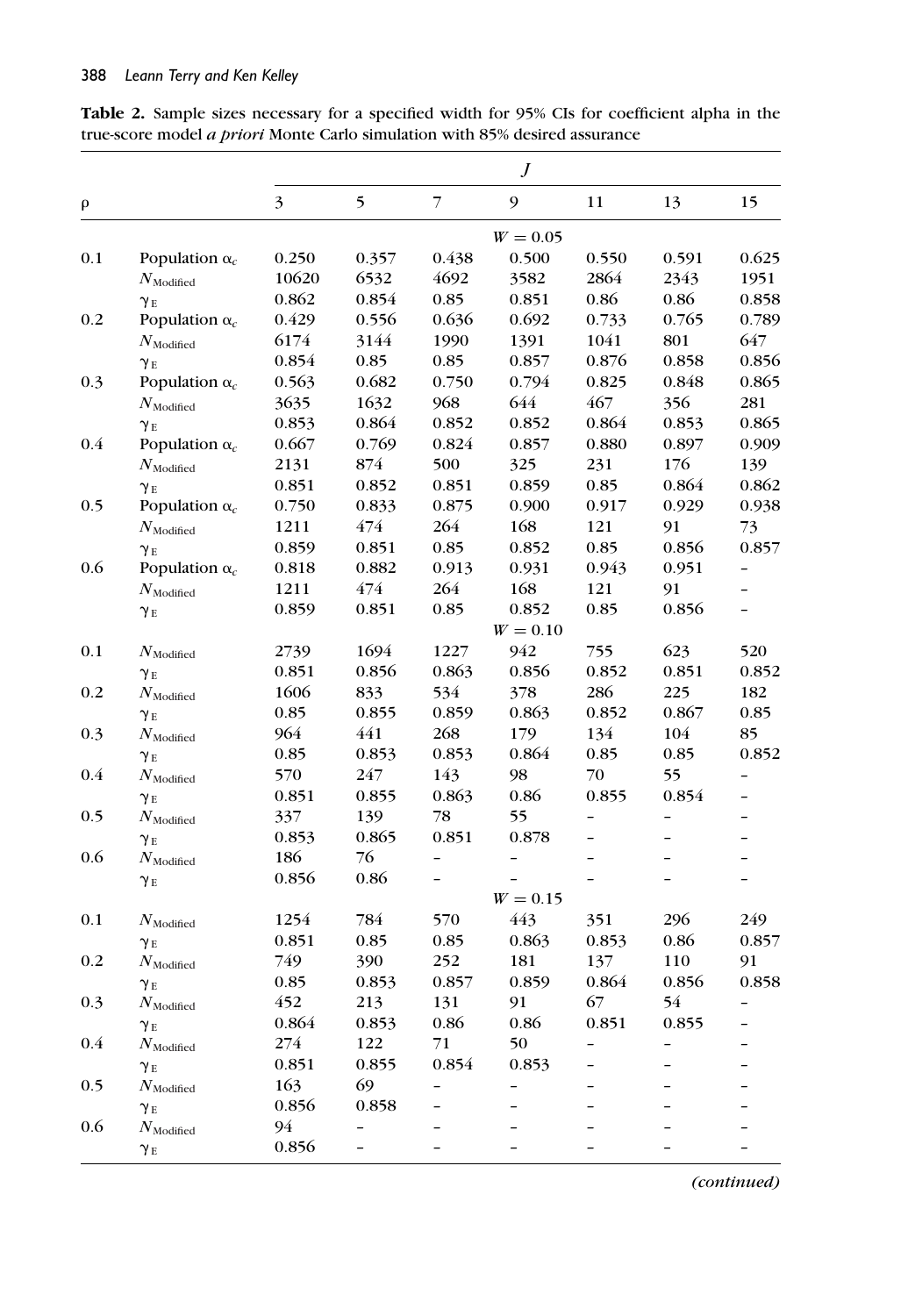**Table 2.** Sample sizes necessary for a specified width for 95% CIs for coefficient alpha in the true-score model *a priori* Monte Carlo simulation with 85% desired assurance

| $\rho$ | | $J$ | | | | | | |
|---|---|---|---|---|---|---|---|---|
| | | 3 | 5 | 7 | 9 | 11 | 13 | 15 |
| | | | | | $W = 0.05$ | | | |
| 0.1 | Population $\alpha_c$ | 0.250 | 0.357 | 0.438 | 0.500 | 0.550 | 0.591 | 0.625 |
| | $N_{\text{Modified}}$ | 10620 | 6532 | 4692 | 3582 | 2864 | 2343 | 1951 |
| | $\gamma_E$ | 0.862 | 0.854 | 0.85 | 0.851 | 0.86 | 0.86 | 0.858 |
| 0.2 | Population $\alpha_c$ | 0.429 | 0.556 | 0.636 | 0.692 | 0.733 | 0.765 | 0.789 |
| | $N_{\text{Modified}}$ | 6174 | 3144 | 1990 | 1391 | 1041 | 801 | 647 |
| | $\gamma_E$ | 0.854 | 0.85 | 0.85 | 0.857 | 0.876 | 0.858 | 0.856 |
| 0.3 | Population $\alpha_c$ | 0.563 | 0.682 | 0.750 | 0.794 | 0.825 | 0.848 | 0.865 |
| | $N_{\text{Modified}}$ | 3635 | 1632 | 968 | 644 | 467 | 356 | 281 |
| | $\gamma_E$ | 0.853 | 0.864 | 0.852 | 0.852 | 0.864 | 0.853 | 0.865 |
| 0.4 | Population $\alpha_c$ | 0.667 | 0.769 | 0.824 | 0.857 | 0.880 | 0.897 | 0.909 |
| | $N_{\text{Modified}}$ | 2131 | 874 | 500 | 325 | 231 | 176 | 139 |
| | $\gamma_E$ | 0.851 | 0.852 | 0.851 | 0.859 | 0.85 | 0.864 | 0.862 |
| 0.5 | Population $\alpha_c$ | 0.750 | 0.833 | 0.875 | 0.900 | 0.917 | 0.929 | 0.938 |
| | $N_{\text{Modified}}$ | 1211 | 474 | 264 | 168 | 121 | 91 | 73 |
| | $\gamma_E$ | 0.859 | 0.851 | 0.85 | 0.852 | 0.85 | 0.856 | 0.857 |
| 0.6 | Population $\alpha_c$ | 0.818 | 0.882 | 0.913 | 0.931 | 0.943 | 0.951 | – |
| | $N_{\text{Modified}}$ | 1211 | 474 | 264 | 168 | 121 | 91 | – |
| | $\gamma_E$ | 0.859 | 0.851 | 0.85 | 0.852 | 0.85 | 0.856 | – |
| | | | | | $W = 0.10$ | | | |
| 0.1 | $N_{\text{Modified}}$ | 2739 | 1694 | 1227 | 942 | 755 | 623 | 520 |
| | $\gamma_E$ | 0.851 | 0.856 | 0.863 | 0.856 | 0.852 | 0.851 | 0.852 |
| 0.2 | $N_{\text{Modified}}$ | 1606 | 833 | 534 | 378 | 286 | 225 | 182 |
| | $\gamma_E$ | 0.85 | 0.855 | 0.859 | 0.863 | 0.852 | 0.867 | 0.85 |
| 0.3 | $N_{\text{Modified}}$ | 964 | 441 | 268 | 179 | 134 | 104 | 85 |
| | $\gamma_E$ | 0.85 | 0.853 | 0.853 | 0.864 | 0.85 | 0.85 | 0.852 |
| 0.4 | $N_{\text{Modified}}$ | 570 | 247 | 143 | 98 | 70 | 55 | – |
| | $\gamma_E$ | 0.851 | 0.855 | 0.863 | 0.86 | 0.855 | 0.854 | – |
| 0.5 | $N_{\text{Modified}}$ | 337 | 139 | 78 | 55 | – | – | – |
| | $\gamma_E$ | 0.853 | 0.865 | 0.851 | 0.878 | – | – | – |
| 0.6 | $N_{\text{Modified}}$ | 186 | 76 | – | – | – | – | – |
| | $\gamma_E$ | 0.856 | 0.86 | – | – | – | – | – |
| | | | | | $W = 0.15$ | | | |
| 0.1 | $N_{\text{Modified}}$ | 1254 | 784 | 570 | 443 | 351 | 296 | 249 |
| | $\gamma_E$ | 0.851 | 0.85 | 0.85 | 0.863 | 0.853 | 0.86 | 0.857 |
| 0.2 | $N_{\text{Modified}}$ | 749 | 390 | 252 | 181 | 137 | 110 | 91 |
| | $\gamma_E$ | 0.85 | 0.853 | 0.857 | 0.859 | 0.864 | 0.856 | 0.858 |
| 0.3 | $N_{\text{Modified}}$ | 452 | 213 | 131 | 91 | 67 | 54 | – |
| | $\gamma_E$ | 0.864 | 0.853 | 0.86 | 0.86 | 0.851 | 0.855 | – |
| 0.4 | $N_{\text{Modified}}$ | 274 | 122 | 71 | 50 | – | – | – |
| | $\gamma_E$ | 0.851 | 0.855 | 0.854 | 0.853 | – | – | – |
| 0.5 | $N_{\text{Modified}}$ | 163 | 69 | – | – | – | – | – |
| | $\gamma_E$ | 0.856 | 0.858 | – | – | – | – | – |
| 0.6 | $N_{\text{Modified}}$ | 94 | – | – | – | – | – | – |
| | $\gamma_E$ | 0.856 | – | – | – | – | – | – |

*(continued)*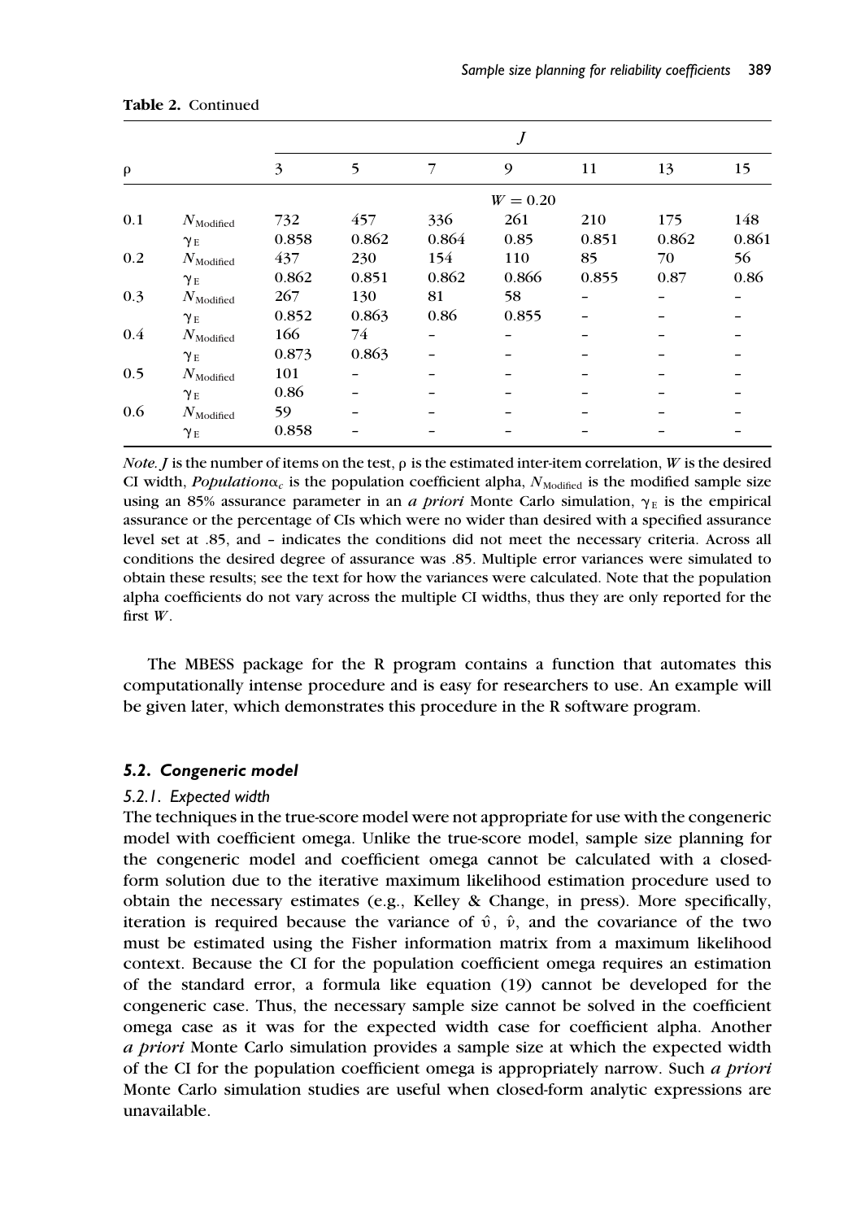**Table 2.** Continued

| ρ | | J | | | | | | |
|---|---|---|---|---|---|---|---|---|
| | | 3 | 5 | 7 | 9 | 11 | 13 | 15 |
| | | | | | $W = 0.20$ | | | |
| 0.1 | $N_{\text{Modified}}$ | 732 | 457 | 336 | 261 | 210 | 175 | 148 |
| | $\gamma_{\text{E}}$ | 0.858 | 0.862 | 0.864 | 0.85 | 0.851 | 0.862 | 0.861 |
| 0.2 | $N_{\text{Modified}}$ | 437 | 230 | 154 | 110 | 85 | 70 | 56 |
| | $\gamma_{\text{E}}$ | 0.862 | 0.851 | 0.862 | 0.866 | 0.855 | 0.87 | 0.86 |
| 0.3 | $N_{\text{Modified}}$ | 267 | 130 | 81 | 58 | – | – | – |
| | $\gamma_{\text{E}}$ | 0.852 | 0.863 | 0.86 | 0.855 | – | – | – |
| 0.4 | $N_{\text{Modified}}$ | 166 | 74 | – | – | – | – | – |
| | $\gamma_{\text{E}}$ | 0.873 | 0.863 | – | – | – | – | – |
| 0.5 | $N_{\text{Modified}}$ | 101 | – | – | – | – | – | – |
| | $\gamma_{\text{E}}$ | 0.86 | – | – | – | – | – | – |
| 0.6 | $N_{\text{Modified}}$ | 59 | – | – | – | – | – | – |
| | $\gamma_{\text{E}}$ | 0.858 | – | – | – | – | – | – |

*Note.* $J$ is the number of items on the test, ρ is the estimated inter-item correlation, $W$ is the desired CI width, *Population*$\alpha_c$ is the population coefficient alpha, $N_{\text{Modified}}$ is the modified sample size using an 85% assurance parameter in an *a priori* Monte Carlo simulation, $\gamma_{\text{E}}$ is the empirical assurance or the percentage of CIs which were no wider than desired with a specified assurance level set at .85, and – indicates the conditions did not meet the necessary criteria. Across all conditions the desired degree of assurance was .85. Multiple error variances were simulated to obtain these results; see the text for how the variances were calculated. Note that the population alpha coefficients do not vary across the multiple CI widths, thus they are only reported for the first $W$.

The MBESS package for the R program contains a function that automates this computationally intense procedure and is easy for researchers to use. An example will be given later, which demonstrates this procedure in the R software program.

### 5.2. Congeneric model

#### 5.2.1. Expected width

The techniques in the true-score model were not appropriate for use with the congeneric model with coefficient omega. Unlike the true-score model, sample size planning for the congeneric model and coefficient omega cannot be calculated with a closed-form solution due to the iterative maximum likelihood estimation procedure used to obtain the necessary estimates (e.g., Kelley & Change, in press). More specifically, iteration is required because the variance of $\hat{\upsilon}$, $\hat{\nu}$, and the covariance of the two must be estimated using the Fisher information matrix from a maximum likelihood context. Because the CI for the population coefficient omega requires an estimation of the standard error, a formula like equation (19) cannot be developed for the congeneric case. Thus, the necessary sample size cannot be solved in the coefficient omega case as it was for the expected width case for coefficient alpha. Another *a priori* Monte Carlo simulation provides a sample size at which the expected width of the CI for the population coefficient omega is appropriately narrow. Such *a priori* Monte Carlo simulation studies are useful when closed-form analytic expressions are unavailable.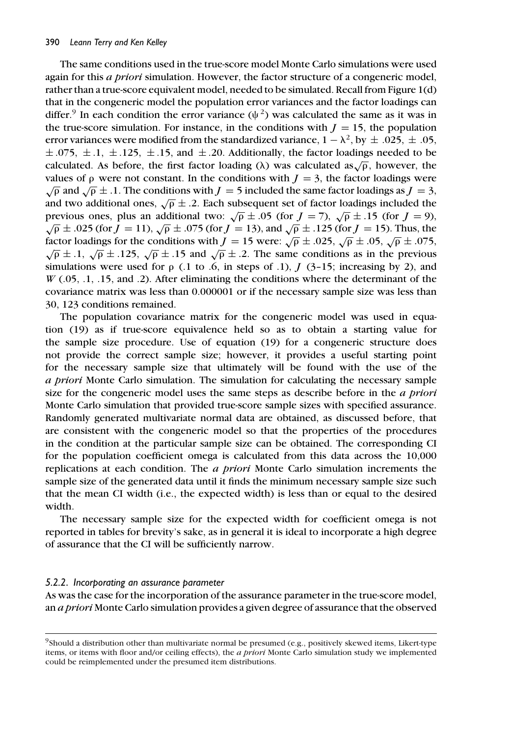The same conditions used in the true-score model Monte Carlo simulations were used again for this *a priori* simulation. However, the factor structure of a congeneric model, rather than a true-score equivalent model, needed to be simulated. Recall from Figure 1(d) that in the congeneric model the population error variances and the factor loadings can differ.[9] In each condition the error variance ($\psi^2$) was calculated the same as it was in the true-score simulation. For instance, in the conditions with $J = 15$, the population error variances were modified from the standardized variance, $1 - \lambda^2$, by $\pm .025$, $\pm .05$, $\pm .075$, $\pm .1$, $\pm .125$, $\pm .15$, and $\pm .20$. Additionally, the factor loadings needed to be calculated. As before, the first factor loading ($\lambda$) was calculated as $\sqrt{\rho}$, however, the values of $\rho$ were not constant. In the conditions with $J = 3$, the factor loadings were $\sqrt{\rho}$ and $\sqrt{\rho} \pm .1$. The conditions with $J = 5$ included the same factor loadings as $J = 3$, and two additional ones, $\sqrt{\rho} \pm .2$. Each subsequent set of factor loadings included the previous ones, plus an additional two: $\sqrt{\rho} \pm .05$ (for $J = 7$), $\sqrt{\rho} \pm .15$ (for $J = 9$), $\sqrt{\rho} \pm .025$ (for $J = 11$), $\sqrt{\rho} \pm .075$ (for $J = 13$), and $\sqrt{\rho} \pm .125$ (for $J = 15$). Thus, the factor loadings for the conditions with $J = 15$ were: $\sqrt{\rho} \pm .025$, $\sqrt{\rho} \pm .05$, $\sqrt{\rho} \pm .075$, $\sqrt{\rho} \pm .1$, $\sqrt{\rho} \pm .125$, $\sqrt{\rho} \pm .15$ and $\sqrt{\rho} \pm .2$. The same conditions as in the previous simulations were used for $\rho$ (.1 to .6, in steps of .1), $J$ (3–15; increasing by 2), and $W$ (.05, .1, .15, and .2). After eliminating the conditions where the determinant of the covariance matrix was less than 0.000001 or if the necessary sample size was less than 30, 123 conditions remained.

The population covariance matrix for the congeneric model was used in equation (19) as if true-score equivalence held so as to obtain a starting value for the sample size procedure. Use of equation (19) for a congeneric structure does not provide the correct sample size; however, it provides a useful starting point for the necessary sample size that ultimately will be found with the use of the *a priori* Monte Carlo simulation. The simulation for calculating the necessary sample size for the congeneric model uses the same steps as describe before in the *a priori* Monte Carlo simulation that provided true-score sample sizes with specified assurance. Randomly generated multivariate normal data are obtained, as discussed before, that are consistent with the congeneric model so that the properties of the procedures in the condition at the particular sample size can be obtained. The corresponding CI for the population coefficient omega is calculated from this data across the 10,000 replications at each condition. The *a priori* Monte Carlo simulation increments the sample size of the generated data until it finds the minimum necessary sample size such that the mean CI width (i.e., the expected width) is less than or equal to the desired width.

The necessary sample size for the expected width for coefficient omega is not reported in tables for brevity's sake, as in general it is ideal to incorporate a high degree of assurance that the CI will be sufficiently narrow.

#### 5.2.2. *Incorporating an assurance parameter*

As was the case for the incorporation of the assurance parameter in the true-score model, an *a priori* Monte Carlo simulation provides a given degree of assurance that the observed

[9] Should a distribution other than multivariate normal be presumed (e.g., positively skewed items, Likert-type items, or items with floor and/or ceiling effects), the *a priori* Monte Carlo simulation study we implemented could be reimplemented under the presumed item distributions.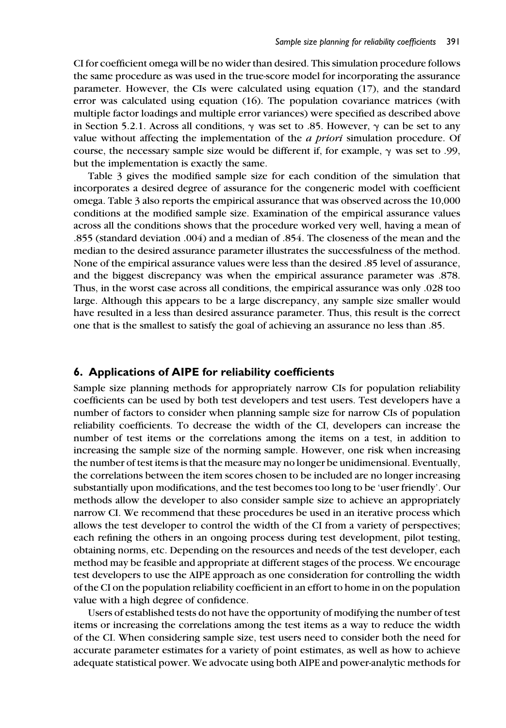CI for coefficient omega will be no wider than desired. This simulation procedure follows the same procedure as was used in the true-score model for incorporating the assurance parameter. However, the CIs were calculated using equation (17), and the standard error was calculated using equation (16). The population covariance matrices (with multiple factor loadings and multiple error variances) were specified as described above in Section 5.2.1. Across all conditions, $\gamma$ was set to .85. However, $\gamma$ can be set to any value without affecting the implementation of the *a priori* simulation procedure. Of course, the necessary sample size would be different if, for example, $\gamma$ was set to .99, but the implementation is exactly the same.

Table 3 gives the modified sample size for each condition of the simulation that incorporates a desired degree of assurance for the congeneric model with coefficient omega. Table 3 also reports the empirical assurance that was observed across the 10,000 conditions at the modified sample size. Examination of the empirical assurance values across all the conditions shows that the procedure worked very well, having a mean of .855 (standard deviation .004) and a median of .854. The closeness of the mean and the median to the desired assurance parameter illustrates the successfulness of the method. None of the empirical assurance values were less than the desired .85 level of assurance, and the biggest discrepancy was when the empirical assurance parameter was .878. Thus, in the worst case across all conditions, the empirical assurance was only .028 too large. Although this appears to be a large discrepancy, any sample size smaller would have resulted in a less than desired assurance parameter. Thus, this result is the correct one that is the smallest to satisfy the goal of achieving an assurance no less than .85.

## 6. Applications of AIPE for reliability coefficients

Sample size planning methods for appropriately narrow CIs for population reliability coefficients can be used by both test developers and test users. Test developers have a number of factors to consider when planning sample size for narrow CIs of population reliability coefficients. To decrease the width of the CI, developers can increase the number of test items or the correlations among the items on a test, in addition to increasing the sample size of the norming sample. However, one risk when increasing the number of test items is that the measure may no longer be unidimensional. Eventually, the correlations between the item scores chosen to be included are no longer increasing substantially upon modifications, and the test becomes too long to be 'user friendly'. Our methods allow the developer to also consider sample size to achieve an appropriately narrow CI. We recommend that these procedures be used in an iterative process which allows the test developer to control the width of the CI from a variety of perspectives; each refining the others in an ongoing process during test development, pilot testing, obtaining norms, etc. Depending on the resources and needs of the test developer, each method may be feasible and appropriate at different stages of the process. We encourage test developers to use the AIPE approach as one consideration for controlling the width of the CI on the population reliability coefficient in an effort to home in on the population value with a high degree of confidence.

Users of established tests do not have the opportunity of modifying the number of test items or increasing the correlations among the test items as a way to reduce the width of the CI. When considering sample size, test users need to consider both the need for accurate parameter estimates for a variety of point estimates, as well as how to achieve adequate statistical power. We advocate using both AIPE and power-analytic methods for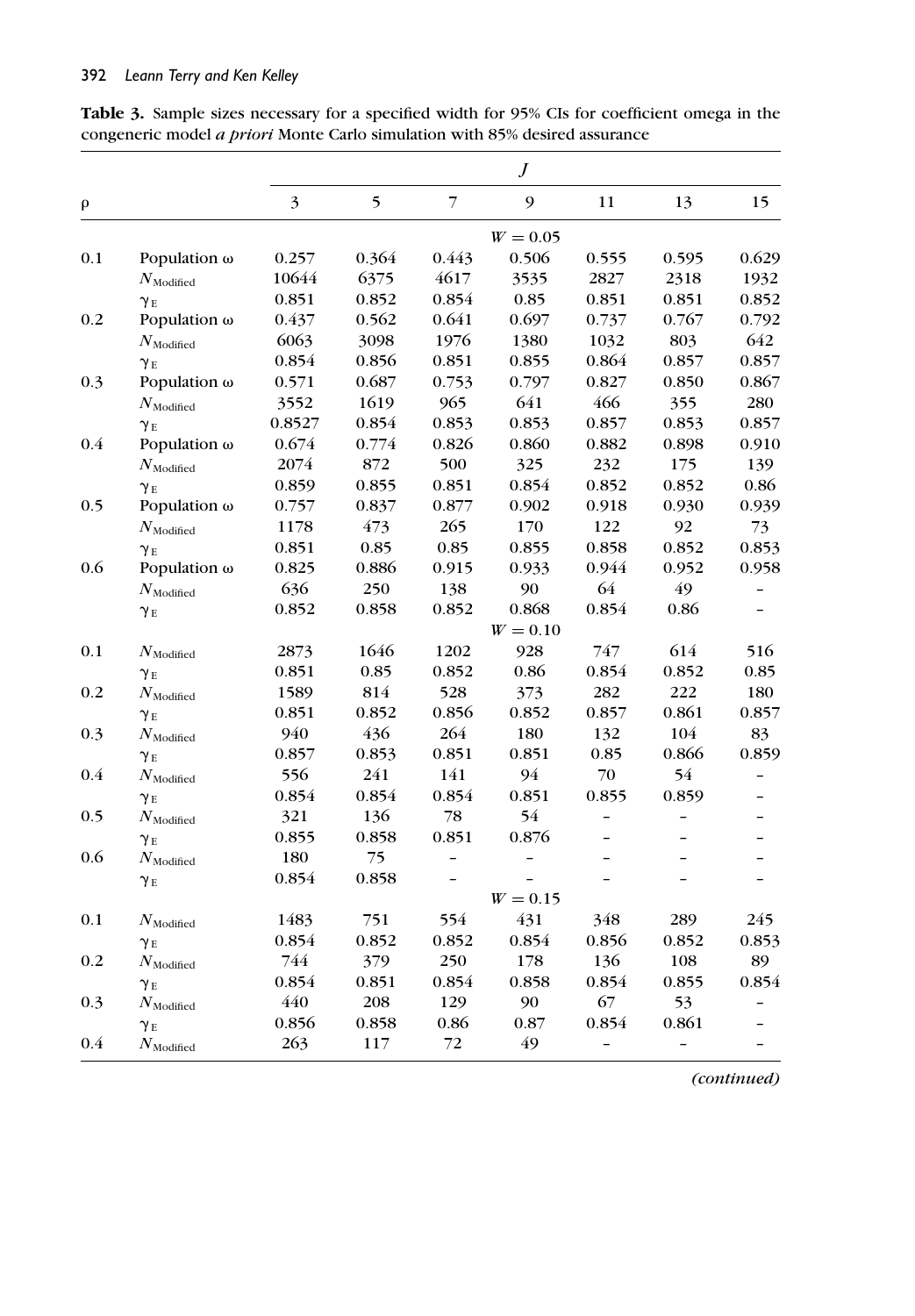**Table 3.** Sample sizes necessary for a specified width for 95% CIs for coefficient omega in the congeneric model *a priori* Monte Carlo simulation with 85% desired assurance

| $\rho$ | | $J$ | | | | | | |
|---|---|---|---|---|---|---|---|---|
| | | 3 | 5 | 7 | 9 | 11 | 13 | 15 |
| | | | | | $W = 0.05$ | | | |
| 0.1 | Population $\omega$ | 0.257 | 0.364 | 0.443 | 0.506 | 0.555 | 0.595 | 0.629 |
| | $N_{\text{Modified}}$ | 10644 | 6375 | 4617 | 3535 | 2827 | 2318 | 1932 |
| | $\gamma_E$ | 0.851 | 0.852 | 0.854 | 0.85 | 0.851 | 0.851 | 0.852 |
| 0.2 | Population $\omega$ | 0.437 | 0.562 | 0.641 | 0.697 | 0.737 | 0.767 | 0.792 |
| | $N_{\text{Modified}}$ | 6063 | 3098 | 1976 | 1380 | 1032 | 803 | 642 |
| | $\gamma_E$ | 0.854 | 0.856 | 0.851 | 0.855 | 0.864 | 0.857 | 0.857 |
| 0.3 | Population $\omega$ | 0.571 | 0.687 | 0.753 | 0.797 | 0.827 | 0.850 | 0.867 |
| | $N_{\text{Modified}}$ | 3552 | 1619 | 965 | 641 | 466 | 355 | 280 |
| | $\gamma_E$ | 0.8527 | 0.854 | 0.853 | 0.853 | 0.857 | 0.853 | 0.857 |
| 0.4 | Population $\omega$ | 0.674 | 0.774 | 0.826 | 0.860 | 0.882 | 0.898 | 0.910 |
| | $N_{\text{Modified}}$ | 2074 | 872 | 500 | 325 | 232 | 175 | 139 |
| | $\gamma_E$ | 0.859 | 0.855 | 0.851 | 0.854 | 0.852 | 0.852 | 0.86 |
| 0.5 | Population $\omega$ | 0.757 | 0.837 | 0.877 | 0.902 | 0.918 | 0.930 | 0.939 |
| | $N_{\text{Modified}}$ | 1178 | 473 | 265 | 170 | 122 | 92 | 73 |
| | $\gamma_E$ | 0.851 | 0.85 | 0.85 | 0.855 | 0.858 | 0.852 | 0.853 |
| 0.6 | Population $\omega$ | 0.825 | 0.886 | 0.915 | 0.933 | 0.944 | 0.952 | 0.958 |
| | $N_{\text{Modified}}$ | 636 | 250 | 138 | 90 | 64 | 49 | – |
| | $\gamma_E$ | 0.852 | 0.858 | 0.852 | 0.868 | 0.854 | 0.86 | – |
| | | | | | $W = 0.10$ | | | |
| 0.1 | $N_{\text{Modified}}$ | 2873 | 1646 | 1202 | 928 | 747 | 614 | 516 |
| | $\gamma_E$ | 0.851 | 0.85 | 0.852 | 0.86 | 0.854 | 0.852 | 0.85 |
| 0.2 | $N_{\text{Modified}}$ | 1589 | 814 | 528 | 373 | 282 | 222 | 180 |
| | $\gamma_E$ | 0.851 | 0.852 | 0.856 | 0.852 | 0.857 | 0.861 | 0.857 |
| 0.3 | $N_{\text{Modified}}$ | 940 | 436 | 264 | 180 | 132 | 104 | 83 |
| | $\gamma_E$ | 0.857 | 0.853 | 0.851 | 0.851 | 0.85 | 0.866 | 0.859 |
| 0.4 | $N_{\text{Modified}}$ | 556 | 241 | 141 | 94 | 70 | 54 | – |
| | $\gamma_E$ | 0.854 | 0.854 | 0.854 | 0.851 | 0.855 | 0.859 | – |
| 0.5 | $N_{\text{Modified}}$ | 321 | 136 | 78 | 54 | – | – | – |
| | $\gamma_E$ | 0.855 | 0.858 | 0.851 | 0.876 | – | – | – |
| 0.6 | $N_{\text{Modified}}$ | 180 | 75 | – | – | – | – | – |
| | $\gamma_E$ | 0.854 | 0.858 | – | – | – | – | – |
| | | | | | $W = 0.15$ | | | |
| 0.1 | $N_{\text{Modified}}$ | 1483 | 751 | 554 | 431 | 348 | 289 | 245 |
| | $\gamma_E$ | 0.854 | 0.852 | 0.852 | 0.854 | 0.856 | 0.852 | 0.853 |
| 0.2 | $N_{\text{Modified}}$ | 744 | 379 | 250 | 178 | 136 | 108 | 89 |
| | $\gamma_E$ | 0.854 | 0.851 | 0.854 | 0.858 | 0.854 | 0.855 | 0.854 |
| 0.3 | $N_{\text{Modified}}$ | 440 | 208 | 129 | 90 | 67 | 53 | – |
| | $\gamma_E$ | 0.856 | 0.858 | 0.86 | 0.87 | 0.854 | 0.861 | – |
| 0.4 | $N_{\text{Modified}}$ | 263 | 117 | 72 | 49 | – | – | – |

*(continued)*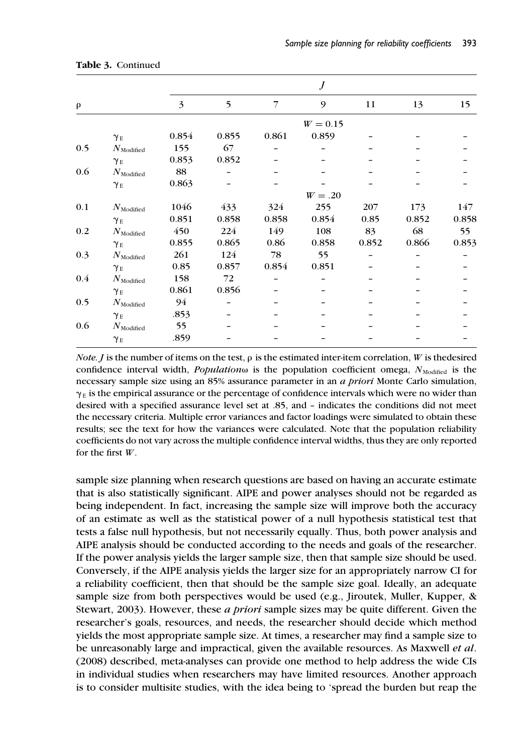**Table 3.** Continued

| ρ | | J | | | | | | |
|---|---|---|---|---|---|---|---|---|
| | | 3 | 5 | 7 | 9 | 11 | 13 | 15 |
| | | | | | $W = 0.15$ | | | |
| | $\gamma_E$ | 0.854 | 0.855 | 0.861 | 0.859 | – | – | – |
| 0.5 | $N_{\text{Modified}}$ | 155 | 67 | – | – | – | – | – |
| | $\gamma_E$ | 0.853 | 0.852 | – | – | – | – | – |
| 0.6 | $N_{\text{Modified}}$ | 88 | – | – | – | – | – | – |
| | $\gamma_E$ | 0.863 | – | – | – | – | – | – |
| | | | | | $W = .20$ | | | |
| 0.1 | $N_{\text{Modified}}$ | 1046 | 433 | 324 | 255 | 207 | 173 | 147 |
| | $\gamma_E$ | 0.851 | 0.858 | 0.858 | 0.854 | 0.85 | 0.852 | 0.858 |
| 0.2 | $N_{\text{Modified}}$ | 450 | 224 | 149 | 108 | 83 | 68 | 55 |
| | $\gamma_E$ | 0.855 | 0.865 | 0.86 | 0.858 | 0.852 | 0.866 | 0.853 |
| 0.3 | $N_{\text{Modified}}$ | 261 | 124 | 78 | 55 | – | – | – |
| | $\gamma_E$ | 0.85 | 0.857 | 0.854 | 0.851 | – | – | – |
| 0.4 | $N_{\text{Modified}}$ | 158 | 72 | – | – | – | – | – |
| | $\gamma_E$ | 0.861 | 0.856 | – | – | – | – | – |
| 0.5 | $N_{\text{Modified}}$ | 94 | – | – | – | – | – | – |
| | $\gamma_E$ | .853 | – | – | – | – | – | – |
| 0.6 | $N_{\text{Modified}}$ | 55 | – | – | – | – | – | – |
| | $\gamma_E$ | .859 | – | – | – | – | – | – |

*Note. J* is the number of items on the test, ρ is the estimated inter-item correlation, *W* is thedesired confidence interval width, *Population*ω is the population coefficient omega, $N_{\text{Modified}}$ is the necessary sample size using an 85% assurance parameter in an *a priori* Monte Carlo simulation, $\gamma_E$ is the empirical assurance or the percentage of confidence intervals which were no wider than desired with a specified assurance level set at .85, and – indicates the conditions did not meet the necessary criteria. Multiple error variances and factor loadings were simulated to obtain these results; see the text for how the variances were calculated. Note that the population reliability coefficients do not vary across the multiple confidence interval widths, thus they are only reported for the first *W*.

sample size planning when research questions are based on having an accurate estimate that is also statistically significant. AIPE and power analyses should not be regarded as being independent. In fact, increasing the sample size will improve both the accuracy of an estimate as well as the statistical power of a null hypothesis statistical test that tests a false null hypothesis, but not necessarily equally. Thus, both power analysis and AIPE analysis should be conducted according to the needs and goals of the researcher. If the power analysis yields the larger sample size, then that sample size should be used. Conversely, if the AIPE analysis yields the larger size for an appropriately narrow CI for a reliability coefficient, then that should be the sample size goal. Ideally, an adequate sample size from both perspectives would be used (e.g., Jiroutek, Muller, Kupper, & Stewart, 2003). However, these *a priori* sample sizes may be quite different. Given the researcher's goals, resources, and needs, the researcher should decide which method yields the most appropriate sample size. At times, a researcher may find a sample size to be unreasonably large and impractical, given the available resources. As Maxwell *et al*. (2008) described, meta-analyses can provide one method to help address the wide CIs in individual studies when researchers may have limited resources. Another approach is to consider multisite studies, with the idea being to 'spread the burden but reap the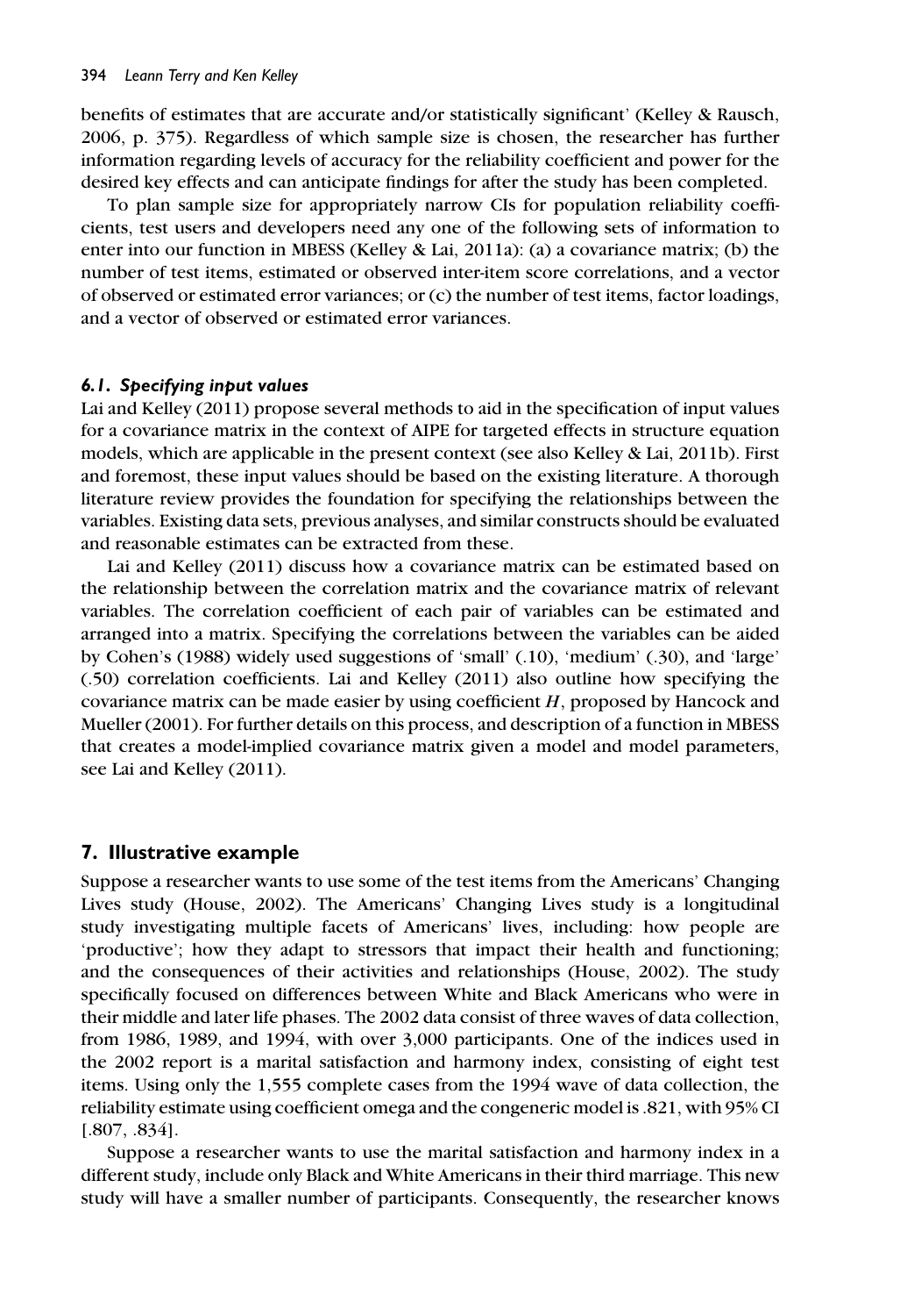benefits of estimates that are accurate and/or statistically significant' (Kelley & Rausch, 2006, p. 375). Regardless of which sample size is chosen, the researcher has further information regarding levels of accuracy for the reliability coefficient and power for the desired key effects and can anticipate findings for after the study has been completed.

To plan sample size for appropriately narrow CIs for population reliability coefficients, test users and developers need any one of the following sets of information to enter into our function in MBESS (Kelley & Lai, 2011a): (a) a covariance matrix; (b) the number of test items, estimated or observed inter-item score correlations, and a vector of observed or estimated error variances; or (c) the number of test items, factor loadings, and a vector of observed or estimated error variances.

### *6.1. Specifying input values*

Lai and Kelley (2011) propose several methods to aid in the specification of input values for a covariance matrix in the context of AIPE for targeted effects in structure equation models, which are applicable in the present context (see also Kelley & Lai, 2011b). First and foremost, these input values should be based on the existing literature. A thorough literature review provides the foundation for specifying the relationships between the variables. Existing data sets, previous analyses, and similar constructs should be evaluated and reasonable estimates can be extracted from these.

Lai and Kelley (2011) discuss how a covariance matrix can be estimated based on the relationship between the correlation matrix and the covariance matrix of relevant variables. The correlation coefficient of each pair of variables can be estimated and arranged into a matrix. Specifying the correlations between the variables can be aided by Cohen's (1988) widely used suggestions of 'small' (.10), 'medium' (.30), and 'large' (.50) correlation coefficients. Lai and Kelley (2011) also outline how specifying the covariance matrix can be made easier by using coefficient $H$, proposed by Hancock and Mueller (2001). For further details on this process, and description of a function in MBESS that creates a model-implied covariance matrix given a model and model parameters, see Lai and Kelley (2011).

## 7. Illustrative example

Suppose a researcher wants to use some of the test items from the Americans' Changing Lives study (House, 2002). The Americans' Changing Lives study is a longitudinal study investigating multiple facets of Americans' lives, including: how people are 'productive'; how they adapt to stressors that impact their health and functioning; and the consequences of their activities and relationships (House, 2002). The study specifically focused on differences between White and Black Americans who were in their middle and later life phases. The 2002 data consist of three waves of data collection, from 1986, 1989, and 1994, with over 3,000 participants. One of the indices used in the 2002 report is a marital satisfaction and harmony index, consisting of eight test items. Using only the 1,555 complete cases from the 1994 wave of data collection, the reliability estimate using coefficient omega and the congeneric model is .821, with 95% CI [.807, .834].

Suppose a researcher wants to use the marital satisfaction and harmony index in a different study, include only Black and White Americans in their third marriage. This new study will have a smaller number of participants. Consequently, the researcher knows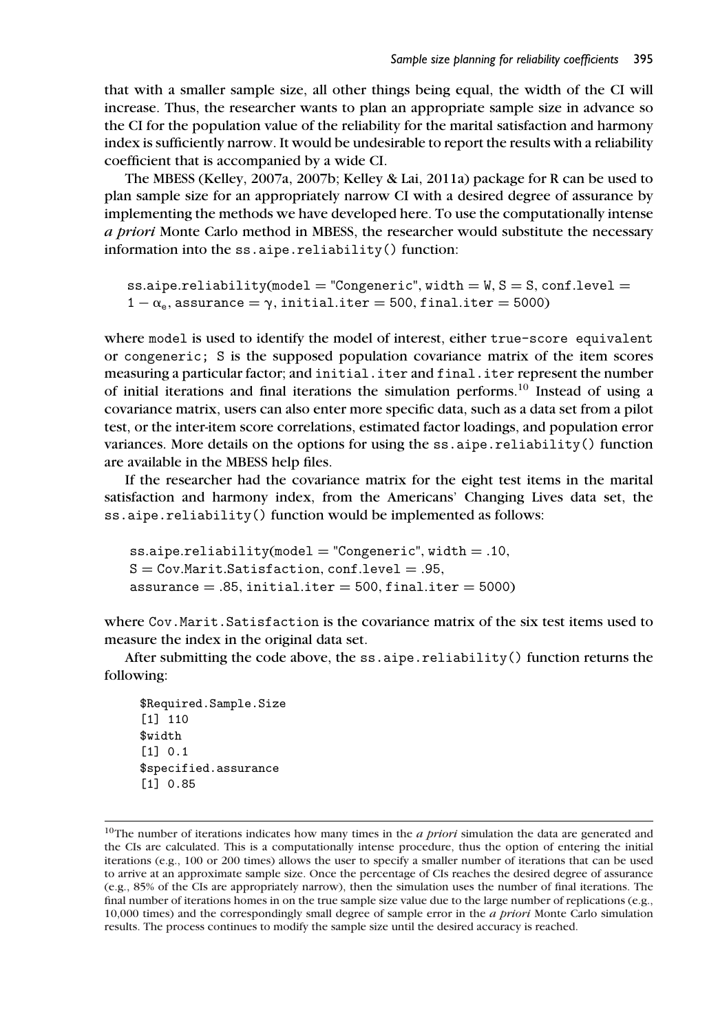that with a smaller sample size, all other things being equal, the width of the CI will increase. Thus, the researcher wants to plan an appropriate sample size in advance so the CI for the population value of the reliability for the marital satisfaction and harmony index is sufficiently narrow. It would be undesirable to report the results with a reliability coefficient that is accompanied by a wide CI.

The MBESS (Kelley, 2007a, 2007b; Kelley & Lai, 2011a) package for R can be used to plan sample size for an appropriately narrow CI with a desired degree of assurance by implementing the methods we have developed here. To use the computationally intense *a priori* Monte Carlo method in MBESS, the researcher would substitute the necessary information into the `ss.aipe.reliability()` function:

```
ss.aipe.reliability(model = "Congeneric", width = W, S = S, conf.level =
1 − αe, assurance = γ, initial.iter = 500, final.iter = 5000)
```

where `model` is used to identify the model of interest, either `true-score equivalent` or `congeneric`; `S` is the supposed population covariance matrix of the item scores measuring a particular factor; and `initial.iter` and `final.iter` represent the number of initial iterations and final iterations the simulation performs.[10] Instead of using a covariance matrix, users can also enter more specific data, such as a data set from a pilot test, or the inter-item score correlations, estimated factor loadings, and population error variances. More details on the options for using the `ss.aipe.reliability()` function are available in the MBESS help files.

If the researcher had the covariance matrix for the eight test items in the marital satisfaction and harmony index, from the Americans' Changing Lives data set, the `ss.aipe.reliability()` function would be implemented as follows:

```
ss.aipe.reliability(model = "Congeneric", width = .10,
S = Cov.Marit.Satisfaction, conf.level = .95,
assurance = .85, initial.iter = 500, final.iter = 5000)
```

where `Cov.Marit.Satisfaction` is the covariance matrix of the six test items used to measure the index in the original data set.

After submitting the code above, the `ss.aipe.reliability()` function returns the following:

```
$Required.Sample.Size
[1] 110
$width
[1] 0.1
$specified.assurance
[1] 0.85
```

[10] The number of iterations indicates how many times in the *a priori* simulation the data are generated and the CIs are calculated. This is a computationally intense procedure, thus the option of entering the initial iterations (e.g., 100 or 200 times) allows the user to specify a smaller number of iterations that can be used to arrive at an approximate sample size. Once the percentage of CIs reaches the desired degree of assurance (e.g., 85% of the CIs are appropriately narrow), then the simulation uses the number of final iterations. The final number of iterations homes in on the true sample size value due to the large number of replications (e.g., 10,000 times) and the correspondingly small degree of sample error in the *a priori* Monte Carlo simulation results. The process continues to modify the sample size until the desired accuracy is reached.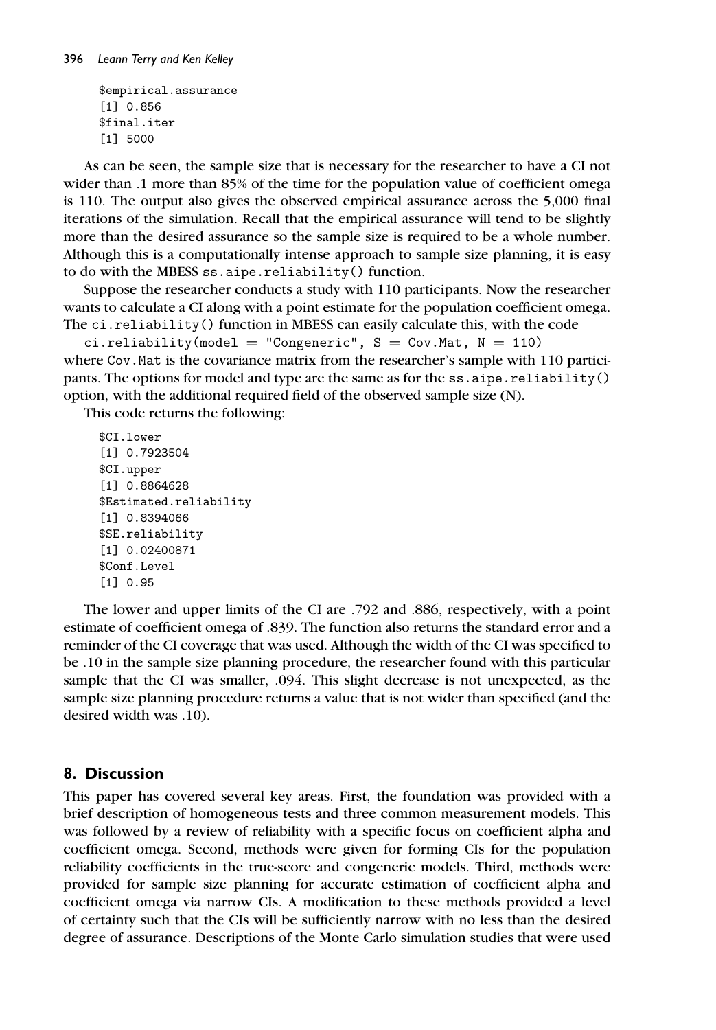```
$empirical.assurance
[1] 0.856
$final.iter
[1] 5000
```

As can be seen, the sample size that is necessary for the researcher to have a CI not wider than .1 more than 85% of the time for the population value of coefficient omega is 110. The output also gives the observed empirical assurance across the 5,000 final iterations of the simulation. Recall that the empirical assurance will tend to be slightly more than the desired assurance so the sample size is required to be a whole number. Although this is a computationally intense approach to sample size planning, it is easy to do with the MBESS `ss.aipe.reliability()` function.

Suppose the researcher conducts a study with 110 participants. Now the researcher wants to calculate a CI along with a point estimate for the population coefficient omega. The `ci.reliability()` function in MBESS can easily calculate this, with the code

```
ci.reliability(model = "Congeneric", S = Cov.Mat, N = 110)
```

where `Cov.Mat` is the covariance matrix from the researcher's sample with 110 participants. The options for model and type are the same as for the `ss.aipe.reliability()` option, with the additional required field of the observed sample size (N).

This code returns the following:

```
$CI.lower
[1] 0.7923504
$CI.upper
[1] 0.8864628
$Estimated.reliability
[1] 0.8394066
$SE.reliability
[1] 0.02400871
$Conf.Level
[1] 0.95
```

The lower and upper limits of the CI are .792 and .886, respectively, with a point estimate of coefficient omega of .839. The function also returns the standard error and a reminder of the CI coverage that was used. Although the width of the CI was specified to be .10 in the sample size planning procedure, the researcher found with this particular sample that the CI was smaller, .094. This slight decrease is not unexpected, as the sample size planning procedure returns a value that is not wider than specified (and the desired width was .10).

## 8. Discussion

This paper has covered several key areas. First, the foundation was provided with a brief description of homogeneous tests and three common measurement models. This was followed by a review of reliability with a specific focus on coefficient alpha and coefficient omega. Second, methods were given for forming CIs for the population reliability coefficients in the true-score and congeneric models. Third, methods were provided for sample size planning for accurate estimation of coefficient alpha and coefficient omega via narrow CIs. A modification to these methods provided a level of certainty such that the CIs will be sufficiently narrow with no less than the desired degree of assurance. Descriptions of the Monte Carlo simulation studies that were used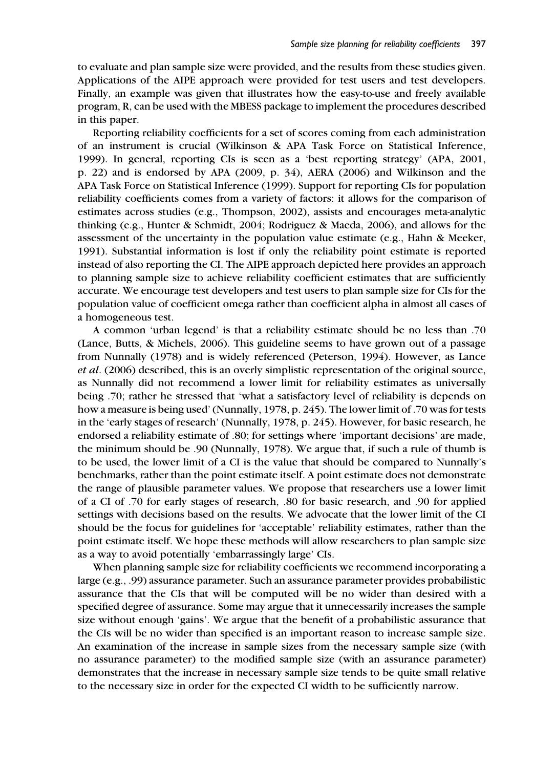to evaluate and plan sample size were provided, and the results from these studies given. Applications of the AIPE approach were provided for test users and test developers. Finally, an example was given that illustrates how the easy-to-use and freely available program, R, can be used with the MBESS package to implement the procedures described in this paper.

Reporting reliability coefficients for a set of scores coming from each administration of an instrument is crucial (Wilkinson & APA Task Force on Statistical Inference, 1999). In general, reporting CIs is seen as a 'best reporting strategy' (APA, 2001, p. 22) and is endorsed by APA (2009, p. 34), AERA (2006) and Wilkinson and the APA Task Force on Statistical Inference (1999). Support for reporting CIs for population reliability coefficients comes from a variety of factors: it allows for the comparison of estimates across studies (e.g., Thompson, 2002), assists and encourages meta-analytic thinking (e.g., Hunter & Schmidt, 2004; Rodriguez & Maeda, 2006), and allows for the assessment of the uncertainty in the population value estimate (e.g., Hahn & Meeker, 1991). Substantial information is lost if only the reliability point estimate is reported instead of also reporting the CI. The AIPE approach depicted here provides an approach to planning sample size to achieve reliability coefficient estimates that are sufficiently accurate. We encourage test developers and test users to plan sample size for CIs for the population value of coefficient omega rather than coefficient alpha in almost all cases of a homogeneous test.

A common 'urban legend' is that a reliability estimate should be no less than .70 (Lance, Butts, & Michels, 2006). This guideline seems to have grown out of a passage from Nunnally (1978) and is widely referenced (Peterson, 1994). However, as Lance *et al*. (2006) described, this is an overly simplistic representation of the original source, as Nunnally did not recommend a lower limit for reliability estimates as universally being .70; rather he stressed that 'what a satisfactory level of reliability is depends on how a measure is being used' (Nunnally, 1978, p. 245). The lower limit of .70 was for tests in the 'early stages of research' (Nunnally, 1978, p. 245). However, for basic research, he endorsed a reliability estimate of .80; for settings where 'important decisions' are made, the minimum should be .90 (Nunnally, 1978). We argue that, if such a rule of thumb is to be used, the lower limit of a CI is the value that should be compared to Nunnally's benchmarks, rather than the point estimate itself. A point estimate does not demonstrate the range of plausible parameter values. We propose that researchers use a lower limit of a CI of .70 for early stages of research, .80 for basic research, and .90 for applied settings with decisions based on the results. We advocate that the lower limit of the CI should be the focus for guidelines for 'acceptable' reliability estimates, rather than the point estimate itself. We hope these methods will allow researchers to plan sample size as a way to avoid potentially 'embarrassingly large' CIs.

When planning sample size for reliability coefficients we recommend incorporating a large (e.g., .99) assurance parameter. Such an assurance parameter provides probabilistic assurance that the CIs that will be computed will be no wider than desired with a specified degree of assurance. Some may argue that it unnecessarily increases the sample size without enough 'gains'. We argue that the benefit of a probabilistic assurance that the CIs will be no wider than specified is an important reason to increase sample size. An examination of the increase in sample sizes from the necessary sample size (with no assurance parameter) to the modified sample size (with an assurance parameter) demonstrates that the increase in necessary sample size tends to be quite small relative to the necessary size in order for the expected CI width to be sufficiently narrow.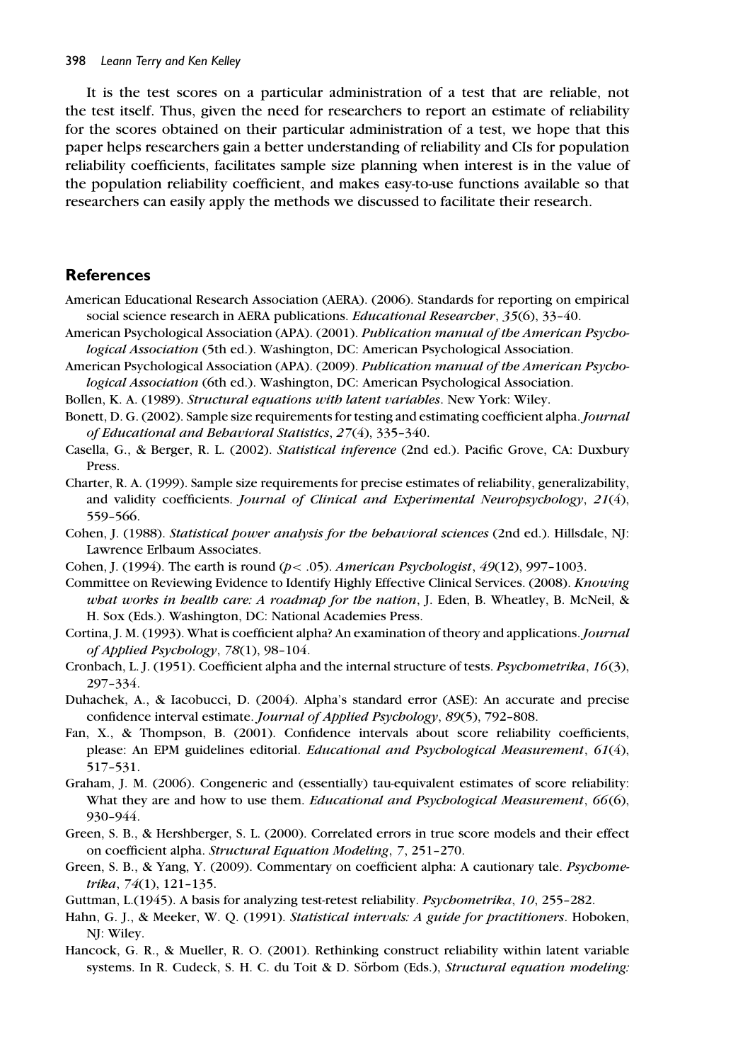It is the test scores on a particular administration of a test that are reliable, not the test itself. Thus, given the need for researchers to report an estimate of reliability for the scores obtained on their particular administration of a test, we hope that this paper helps researchers gain a better understanding of reliability and CIs for population reliability coefficients, facilitates sample size planning when interest is in the value of the population reliability coefficient, and makes easy-to-use functions available so that researchers can easily apply the methods we discussed to facilitate their research.

## References

American Educational Research Association (AERA). (2006). Standards for reporting on empirical social science research in AERA publications. *Educational Researcher*, *35*(6), 33–40.

American Psychological Association (APA). (2001). *Publication manual of the American Psychological Association* (5th ed.). Washington, DC: American Psychological Association.

American Psychological Association (APA). (2009). *Publication manual of the American Psychological Association* (6th ed.). Washington, DC: American Psychological Association.

Bollen, K. A. (1989). *Structural equations with latent variables*. New York: Wiley.

Bonett, D. G. (2002). Sample size requirements for testing and estimating coefficient alpha. *Journal of Educational and Behavioral Statistics*, *27*(4), 335–340.

Casella, G., & Berger, R. L. (2002). *Statistical inference* (2nd ed.). Pacific Grove, CA: Duxbury Press.

Charter, R. A. (1999). Sample size requirements for precise estimates of reliability, generalizability, and validity coefficients. *Journal of Clinical and Experimental Neuropsychology*, *21*(4), 559–566.

Cohen, J. (1988). *Statistical power analysis for the behavioral sciences* (2nd ed.). Hillsdale, NJ: Lawrence Erlbaum Associates.

Cohen, J. (1994). The earth is round ($p < .05$). *American Psychologist*, *49*(12), 997–1003.

Committee on Reviewing Evidence to Identify Highly Effective Clinical Services. (2008). *Knowing what works in health care: A roadmap for the nation*, J. Eden, B. Wheatley, B. McNeil, & H. Sox (Eds.). Washington, DC: National Academies Press.

Cortina, J. M. (1993). What is coefficient alpha? An examination of theory and applications. *Journal of Applied Psychology*, *78*(1), 98–104.

Cronbach, L. J. (1951). Coefficient alpha and the internal structure of tests. *Psychometrika*, *16*(3), 297–334.

Duhachek, A., & Iacobucci, D. (2004). Alpha's standard error (ASE): An accurate and precise confidence interval estimate. *Journal of Applied Psychology*, *89*(5), 792–808.

Fan, X., & Thompson, B. (2001). Confidence intervals about score reliability coefficients, please: An EPM guidelines editorial. *Educational and Psychological Measurement*, *61*(4), 517–531.

Graham, J. M. (2006). Congeneric and (essentially) tau-equivalent estimates of score reliability: What they are and how to use them. *Educational and Psychological Measurement*, *66*(6), 930–944.

Green, S. B., & Hershberger, S. L. (2000). Correlated errors in true score models and their effect on coefficient alpha. *Structural Equation Modeling*, *7*, 251–270.

Green, S. B., & Yang, Y. (2009). Commentary on coefficient alpha: A cautionary tale. *Psychometrika*, *74*(1), 121–135.

Guttman, L.(1945). A basis for analyzing test-retest reliability. *Psychometrika*, *10*, 255–282.

Hahn, G. J., & Meeker, W. Q. (1991). *Statistical intervals: A guide for practitioners*. Hoboken, NJ: Wiley.

Hancock, G. R., & Mueller, R. O. (2001). Rethinking construct reliability within latent variable systems. In R. Cudeck, S. H. C. du Toit & D. Sörbom (Eds.), *Structural equation modeling:*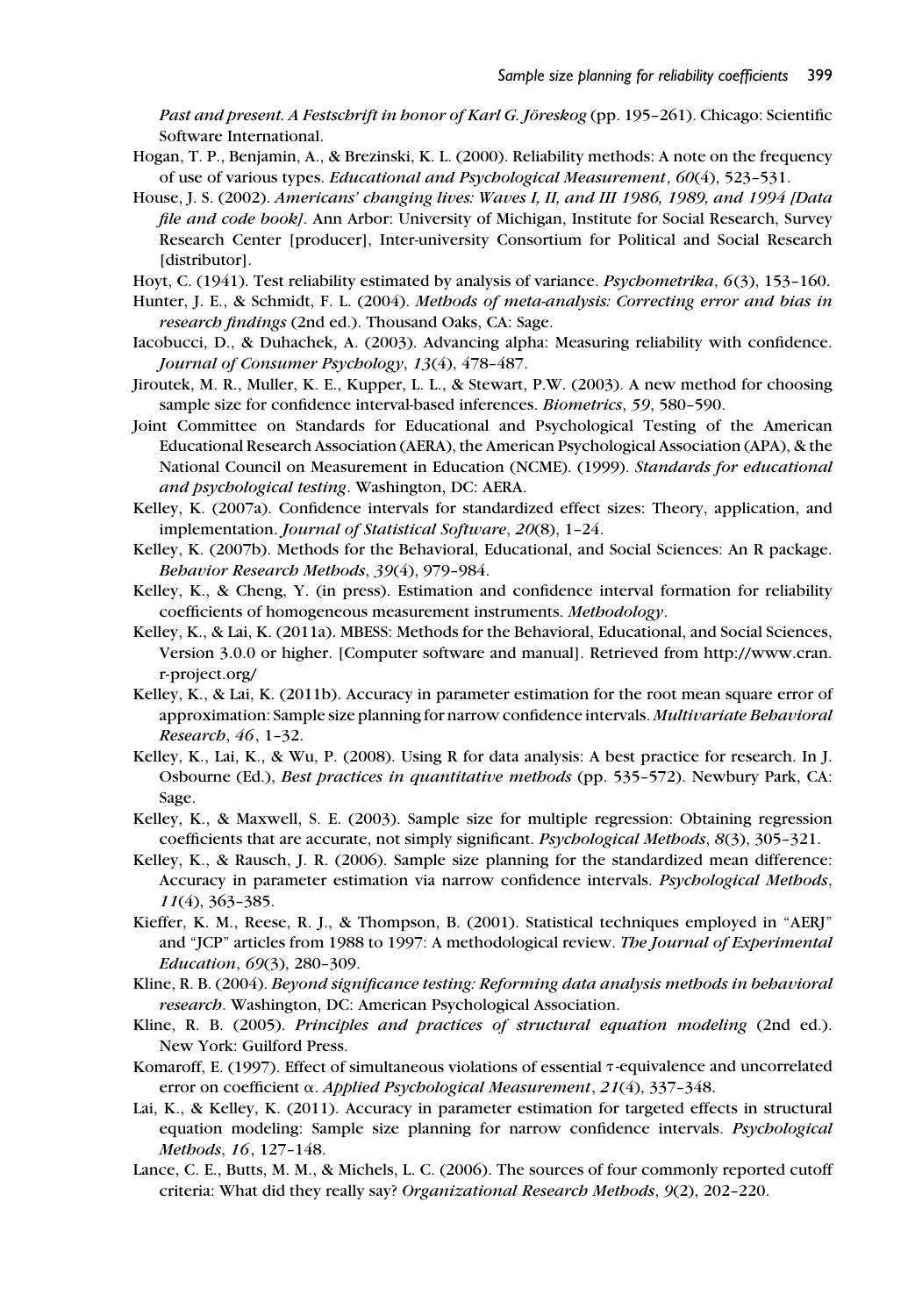*Past and present. A Festschrift in honor of Karl G. Jöreskog* (pp. 195–261). Chicago: Scientific Software International.

Hogan, T. P., Benjamin, A., & Brezinski, K. L. (2000). Reliability methods: A note on the frequency of use of various types. *Educational and Psychological Measurement*, *60*(4), 523–531.

House, J. S. (2002). *Americans' changing lives: Waves I, II, and III 1986, 1989, and 1994 [Data file and code book]*. Ann Arbor: University of Michigan, Institute for Social Research, Survey Research Center [producer], Inter-university Consortium for Political and Social Research [distributor].

Hoyt, C. (1941). Test reliability estimated by analysis of variance. *Psychometrika*, *6*(3), 153–160.

Hunter, J. E., & Schmidt, F. L. (2004). *Methods of meta-analysis: Correcting error and bias in research findings* (2nd ed.). Thousand Oaks, CA: Sage.

Iacobucci, D., & Duhachek, A. (2003). Advancing alpha: Measuring reliability with confidence. *Journal of Consumer Psychology*, *13*(4), 478–487.

Jiroutek, M. R., Muller, K. E., Kupper, L. L., & Stewart, P.W. (2003). A new method for choosing sample size for confidence interval-based inferences. *Biometrics*, *59*, 580–590.

Joint Committee on Standards for Educational and Psychological Testing of the American Educational Research Association (AERA), the American Psychological Association (APA), & the National Council on Measurement in Education (NCME). (1999). *Standards for educational and psychological testing*. Washington, DC: AERA.

Kelley, K. (2007a). Confidence intervals for standardized effect sizes: Theory, application, and implementation. *Journal of Statistical Software*, *20*(8), 1–24.

Kelley, K. (2007b). Methods for the Behavioral, Educational, and Social Sciences: An R package. *Behavior Research Methods*, *39*(4), 979–984.

Kelley, K., & Cheng, Y. (in press). Estimation and confidence interval formation for reliability coefficients of homogeneous measurement instruments. *Methodology*.

Kelley, K., & Lai, K. (2011a). MBESS: Methods for the Behavioral, Educational, and Social Sciences, Version 3.0.0 or higher. [Computer software and manual]. Retrieved from http://www.cran.r-project.org/

Kelley, K., & Lai, K. (2011b). Accuracy in parameter estimation for the root mean square error of approximation: Sample size planning for narrow confidence intervals. *Multivariate Behavioral Research*, *46*, 1–32.

Kelley, K., Lai, K., & Wu, P. (2008). Using R for data analysis: A best practice for research. In J. Osbourne (Ed.), *Best practices in quantitative methods* (pp. 535–572). Newbury Park, CA: Sage.

Kelley, K., & Maxwell, S. E. (2003). Sample size for multiple regression: Obtaining regression coefficients that are accurate, not simply significant. *Psychological Methods*, *8*(3), 305–321.

Kelley, K., & Rausch, J. R. (2006). Sample size planning for the standardized mean difference: Accuracy in parameter estimation via narrow confidence intervals. *Psychological Methods*, *11*(4), 363–385.

Kieffer, K. M., Reese, R. J., & Thompson, B. (2001). Statistical techniques employed in "AERJ" and "JCP" articles from 1988 to 1997: A methodological review. *The Journal of Experimental Education*, *69*(3), 280–309.

Kline, R. B. (2004). *Beyond significance testing: Reforming data analysis methods in behavioral research*. Washington, DC: American Psychological Association.

Kline, R. B. (2005). *Principles and practices of structural equation modeling* (2nd ed.). New York: Guilford Press.

Komaroff, E. (1997). Effect of simultaneous violations of essential $\tau$-equivalence and uncorrelated error on coefficient $\alpha$. *Applied Psychological Measurement*, *21*(4), 337–348.

Lai, K., & Kelley, K. (2011). Accuracy in parameter estimation for targeted effects in structural equation modeling: Sample size planning for narrow confidence intervals. *Psychological Methods*, *16*, 127–148.

Lance, C. E., Butts, M. M., & Michels, L. C. (2006). The sources of four commonly reported cutoff criteria: What did they really say? *Organizational Research Methods*, *9*(2), 202–220.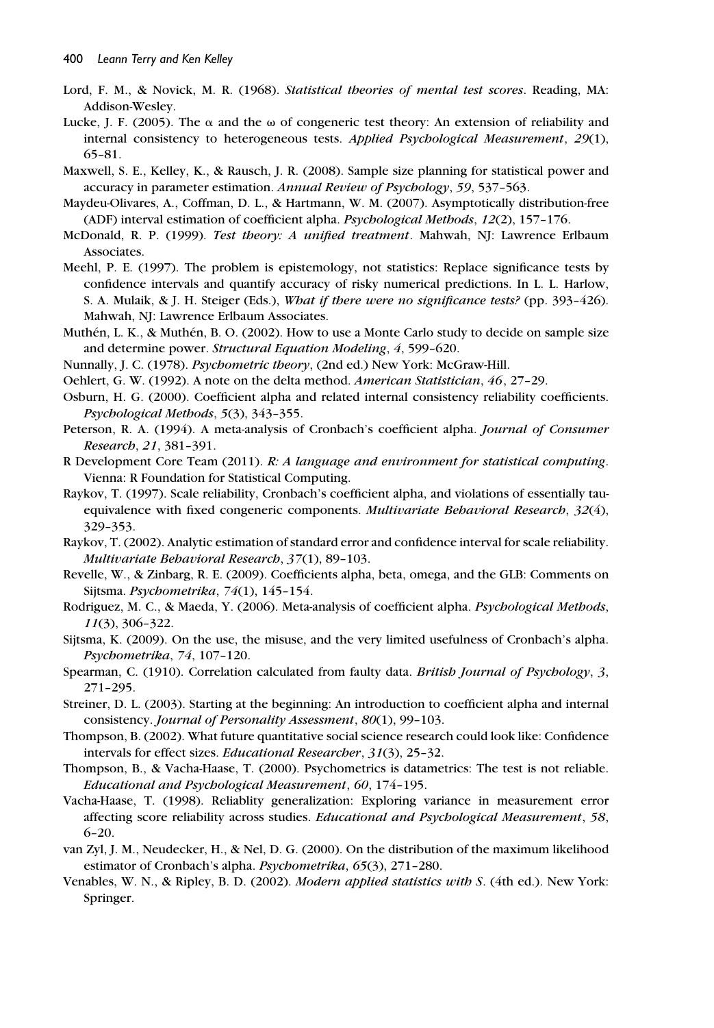Lord, F. M., & Novick, M. R. (1968). *Statistical theories of mental test scores*. Reading, MA: Addison-Wesley.

Lucke, J. F. (2005). The α and the ω of congeneric test theory: An extension of reliability and internal consistency to heterogeneous tests. *Applied Psychological Measurement*, *29*(1), 65–81.

Maxwell, S. E., Kelley, K., & Rausch, J. R. (2008). Sample size planning for statistical power and accuracy in parameter estimation. *Annual Review of Psychology*, *59*, 537–563.

Maydeu-Olivares, A., Coffman, D. L., & Hartmann, W. M. (2007). Asymptotically distribution-free (ADF) interval estimation of coefficient alpha. *Psychological Methods*, *12*(2), 157–176.

McDonald, R. P. (1999). *Test theory: A unified treatment*. Mahwah, NJ: Lawrence Erlbaum Associates.

Meehl, P. E. (1997). The problem is epistemology, not statistics: Replace significance tests by confidence intervals and quantify accuracy of risky numerical predictions. In L. L. Harlow, S. A. Mulaik, & J. H. Steiger (Eds.), *What if there were no significance tests?* (pp. 393–426). Mahwah, NJ: Lawrence Erlbaum Associates.

Muthén, L. K., & Muthén, B. O. (2002). How to use a Monte Carlo study to decide on sample size and determine power. *Structural Equation Modeling*, *4*, 599–620.

Nunnally, J. C. (1978). *Psychometric theory*, (2nd ed.) New York: McGraw-Hill.

Oehlert, G. W. (1992). A note on the delta method. *American Statistician*, *46*, 27–29.

Osburn, H. G. (2000). Coefficient alpha and related internal consistency reliability coefficients. *Psychological Methods*, *5*(3), 343–355.

Peterson, R. A. (1994). A meta-analysis of Cronbach's coefficient alpha. *Journal of Consumer Research*, *21*, 381–391.

R Development Core Team (2011). *R: A language and environment for statistical computing*. Vienna: R Foundation for Statistical Computing.

Raykov, T. (1997). Scale reliability, Cronbach's coefficient alpha, and violations of essentially tau-equivalence with fixed congeneric components. *Multivariate Behavioral Research*, *32*(4), 329–353.

Raykov, T. (2002). Analytic estimation of standard error and confidence interval for scale reliability. *Multivariate Behavioral Research*, *37*(1), 89–103.

Revelle, W., & Zinbarg, R. E. (2009). Coefficients alpha, beta, omega, and the GLB: Comments on Sijtsma. *Psychometrika*, *74*(1), 145–154.

Rodriguez, M. C., & Maeda, Y. (2006). Meta-analysis of coefficient alpha. *Psychological Methods*, *11*(3), 306–322.

Sijtsma, K. (2009). On the use, the misuse, and the very limited usefulness of Cronbach's alpha. *Psychometrika*, *74*, 107–120.

Spearman, C. (1910). Correlation calculated from faulty data. *British Journal of Psychology*, *3*, 271–295.

Streiner, D. L. (2003). Starting at the beginning: An introduction to coefficient alpha and internal consistency. *Journal of Personality Assessment*, *80*(1), 99–103.

Thompson, B. (2002). What future quantitative social science research could look like: Confidence intervals for effect sizes. *Educational Researcher*, *31*(3), 25–32.

Thompson, B., & Vacha-Haase, T. (2000). Psychometrics is datametrics: The test is not reliable. *Educational and Psychological Measurement*, *60*, 174–195.

Vacha-Haase, T. (1998). Reliablity generalization: Exploring variance in measurement error affecting score reliability across studies. *Educational and Psychological Measurement*, *58*, 6–20.

van Zyl, J. M., Neudecker, H., & Nel, D. G. (2000). On the distribution of the maximum likelihood estimator of Cronbach's alpha. *Psychometrika*, *65*(3), 271–280.

Venables, W. N., & Ripley, B. D. (2002). *Modern applied statistics with S*. (4th ed.). New York: Springer.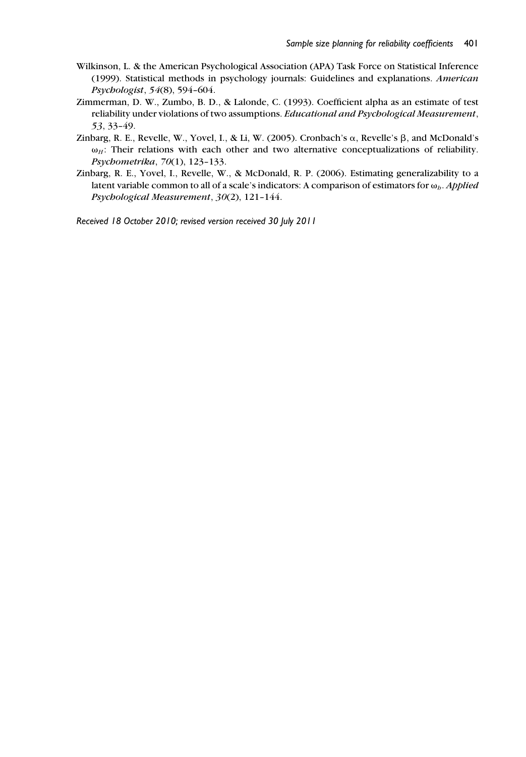Wilkinson, L. & the American Psychological Association (APA) Task Force on Statistical Inference (1999). Statistical methods in psychology journals: Guidelines and explanations. *American Psychologist*, *54*(8), 594–604.

Zimmerman, D. W., Zumbo, B. D., & Lalonde, C. (1993). Coefficient alpha as an estimate of test reliability under violations of two assumptions. *Educational and Psychological Measurement*, *53*, 33–49.

Zinbarg, R. E., Revelle, W., Yovel, I., & Li, W. (2005). Cronbach's $\alpha$, Revelle's $\beta$, and McDonald's $\omega_H$: Their relations with each other and two alternative conceptualizations of reliability. *Psychometrika*, *70*(1), 123–133.

Zinbarg, R. E., Yovel, I., Revelle, W., & McDonald, R. P. (2006). Estimating generalizability to a latent variable common to all of a scale's indicators: A comparison of estimators for $\omega_h$. *Applied Psychological Measurement*, *30*(2), 121–144.

*Received 18 October 2010; revised version received 30 July 2011*